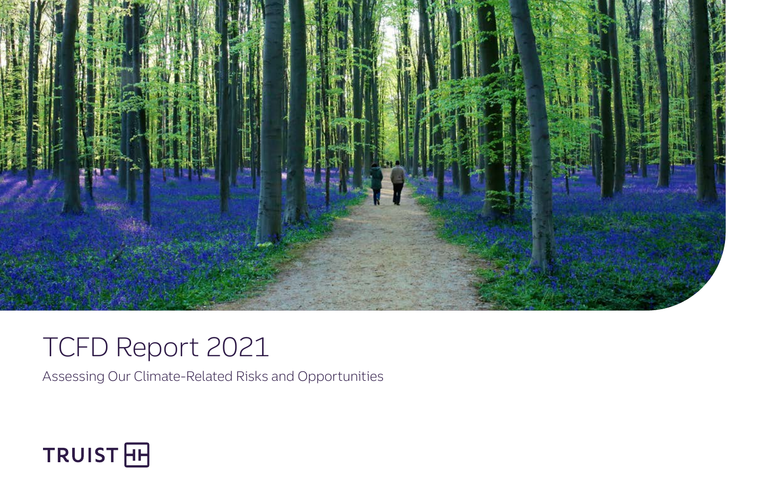# TCFD Report 2021

Assessing Our Climate-Related Risks and Opportunities

TRUIST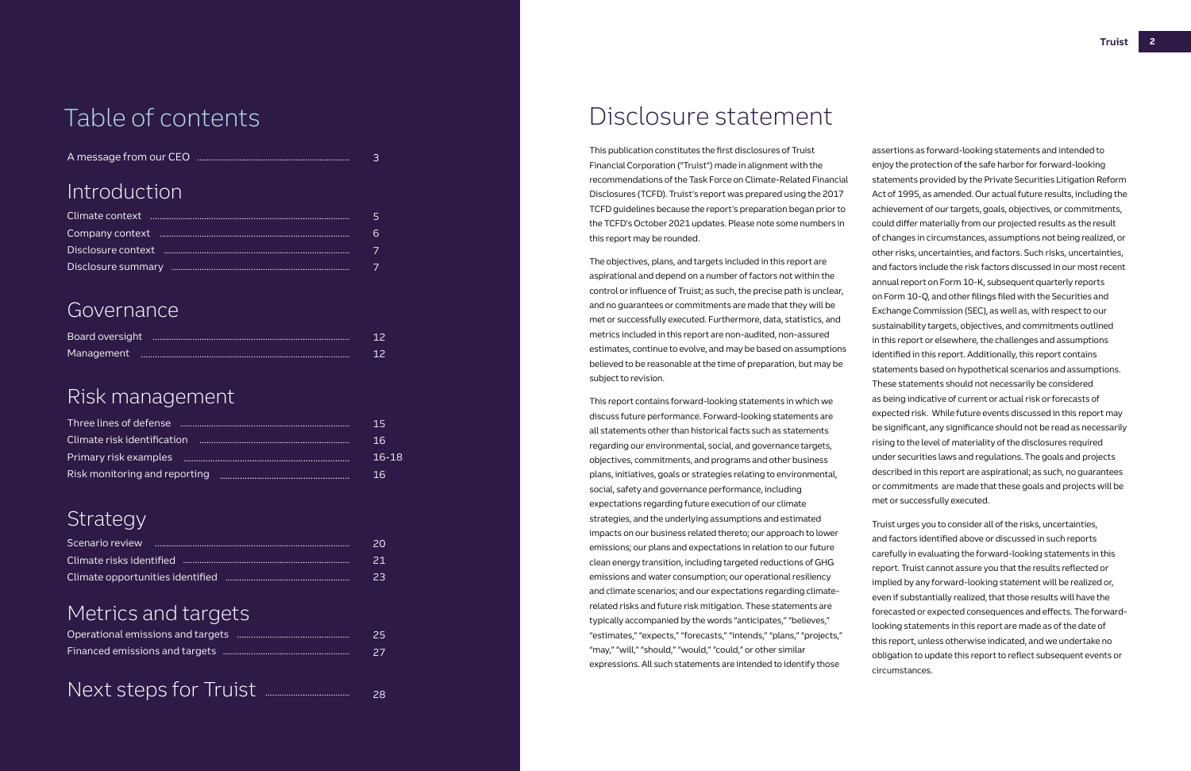# Table of contents

| | |
|---|---|
| A message from our CEO | 3 |

## Introduction

| | |
|---|---|
| Climate context | 5 |
| Company context | 6 |
| Disclosure context | 7 |
| Disclosure summary | 7 |

## Governance

| | |
|---|---|
| Board oversight | 12 |
| Management | 12 |

## Risk management

| | |
|---|---|
| Three lines of defense | 15 |
| Climate risk identification | 16 |
| Primary risk examples | 16-18 |
| Risk monitoring and reporting | 16 |

## Strategy

| | |
|---|---|
| Scenario review | 20 |
| Climate risks identified | 21 |
| Climate opportunities identified | 23 |

## Metrics and targets

| | |
|---|---|
| Operational emissions and targets | 25 |
| Financed emissions and targets | 27 |

## Next steps for Truist ........ 28

# Disclosure statement

This publication constitutes the first disclosures of Truist Financial Corporation ("Truist") made in alignment with the recommendations of the Task Force on Climate-Related Financial Disclosures (TCFD). Truist's report was prepared using the 2017 TCFD guidelines because the report's preparation began prior to the TCFD's October 2021 updates. Please note some numbers in this report may be rounded.

The objectives, plans, and targets included in this report are aspirational and depend on a number of factors not within the control or influence of Truist; as such, the precise path is unclear, and no guarantees or commitments are made that they will be met or successfully executed. Furthermore, data, statistics, and metrics included in this report are non-audited, non-assured estimates, continue to evolve, and may be based on assumptions believed to be reasonable at the time of preparation, but may be subject to revision.

This report contains forward-looking statements in which we discuss future performance. Forward-looking statements are all statements other than historical facts such as statements regarding our environmental, social, and governance targets, objectives, commitments, and programs and other business plans, initiatives, goals or strategies relating to environmental, social, safety and governance performance, including expectations regarding future execution of our climate strategies, and the underlying assumptions and estimated impacts on our business related thereto; our approach to lower emissions; our plans and expectations in relation to our future clean energy transition, including targeted reductions of GHG emissions and water consumption; our operational resiliency and climate scenarios; and our expectations regarding climate-related risks and future risk mitigation. These statements are typically accompanied by the words "anticipates," "believes," "estimates," "expects," "forecasts," "intends," "plans," "projects," "may," "will," "should," "would," "could," or other similar expressions. All such statements are intended to identify those assertions as forward-looking statements and intended to enjoy the protection of the safe harbor for forward-looking statements provided by the Private Securities Litigation Reform Act of 1995, as amended. Our actual future results, including the achievement of our targets, goals, objectives, or commitments, could differ materially from our projected results as the result of changes in circumstances, assumptions not being realized, or other risks, uncertainties, and factors. Such risks, uncertainties, and factors include the risk factors discussed in our most recent annual report on Form 10-K, subsequent quarterly reports on Form 10-Q, and other filings filed with the Securities and Exchange Commission (SEC), as well as, with respect to our sustainability targets, objectives, and commitments outlined in this report or elsewhere, the challenges and assumptions identified in this report. Additionally, this report contains statements based on hypothetical scenarios and assumptions. These statements should not necessarily be considered as being indicative of current or actual risk or forecasts of expected risk. While future events discussed in this report may be significant, any significance should not be read as necessarily rising to the level of materiality of the disclosures required under securities laws and regulations. The goals and projects described in this report are aspirational; as such, no guarantees or commitments are made that these goals and projects will be met or successfully executed.

Truist urges you to consider all of the risks, uncertainties, and factors identified above or discussed in such reports carefully in evaluating the forward-looking statements in this report. Truist cannot assure you that the results reflected or implied by any forward-looking statement will be realized or, even if substantially realized, that those results will have the forecasted or expected consequences and effects. The forward-looking statements in this report are made as of the date of this report, unless otherwise indicated, and we undertake no obligation to update this report to reflect subsequent events or circumstances.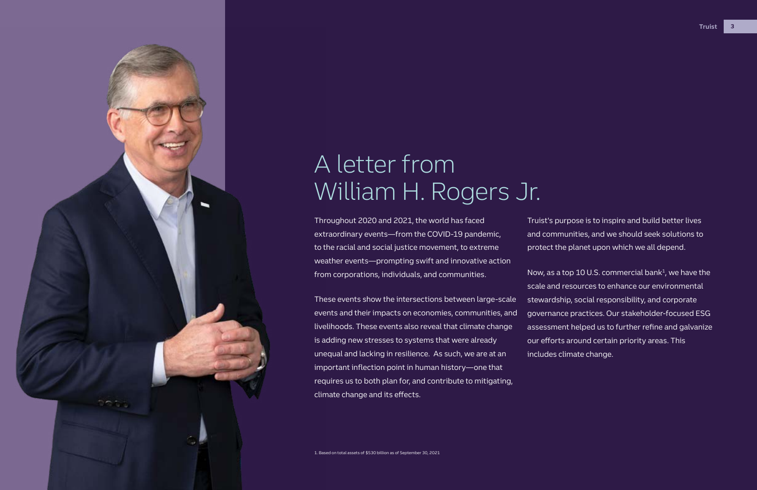# A letter from William H. Rogers Jr.

Throughout 2020 and 2021, the world has faced extraordinary events—from the COVID-19 pandemic, to the racial and social justice movement, to extreme weather events—prompting swift and innovative action from corporations, individuals, and communities.

These events show the intersections between large-scale events and their impacts on economies, communities, and livelihoods. These events also reveal that climate change is adding new stresses to systems that were already unequal and lacking in resilience. As such, we are at an important inflection point in human history—one that requires us to both plan for, and contribute to mitigating, climate change and its effects.

Truist's purpose is to inspire and build better lives and communities, and we should seek solutions to protect the planet upon which we all depend.

Now, as a top 10 U.S. commercial bank[1], we have the scale and resources to enhance our environmental stewardship, social responsibility, and corporate governance practices. Our stakeholder-focused ESG assessment helped us to further refine and galvanize our efforts around certain priority areas. This includes climate change.

1. Based on total assets of $530 billion as of September 30, 2021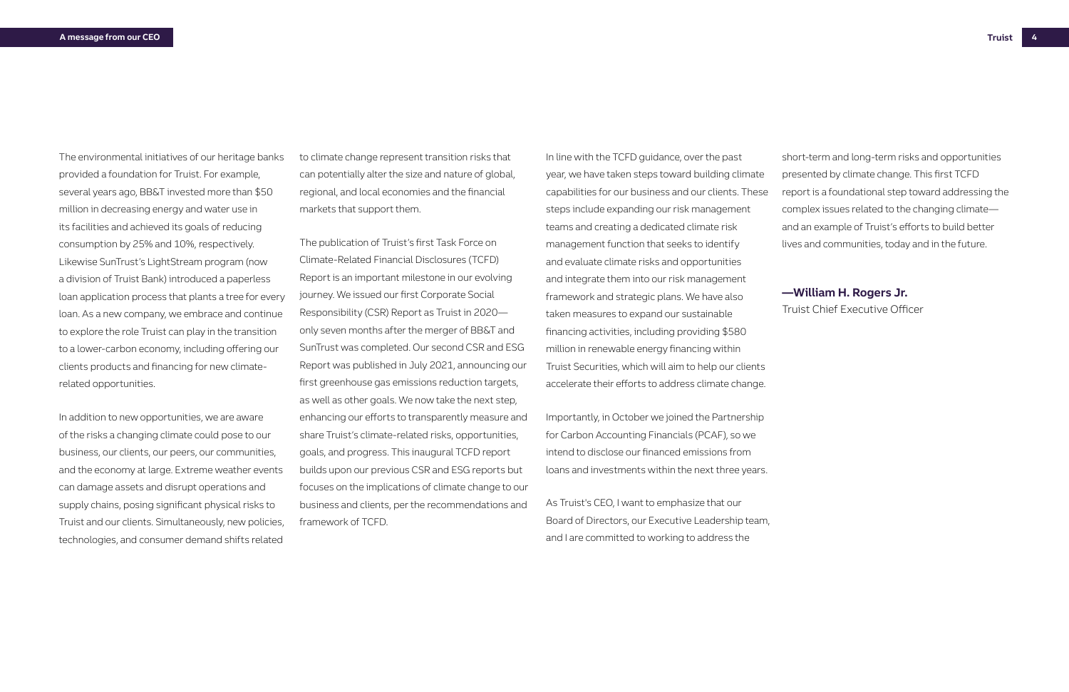The environmental initiatives of our heritage banks provided a foundation for Truist. For example, several years ago, BB&T invested more than $50 million in decreasing energy and water use in its facilities and achieved its goals of reducing consumption by 25% and 10%, respectively. Likewise SunTrust's LightStream program (now a division of Truist Bank) introduced a paperless loan application process that plants a tree for every loan. As a new company, we embrace and continue to explore the role Truist can play in the transition to a lower-carbon economy, including offering our clients products and financing for new climate-related opportunities.

In addition to new opportunities, we are aware of the risks a changing climate could pose to our business, our clients, our peers, our communities, and the economy at large. Extreme weather events can damage assets and disrupt operations and supply chains, posing significant physical risks to Truist and our clients. Simultaneously, new policies, technologies, and consumer demand shifts related to climate change represent transition risks that can potentially alter the size and nature of global, regional, and local economies and the financial markets that support them.

The publication of Truist's first Task Force on Climate-Related Financial Disclosures (TCFD) Report is an important milestone in our evolving journey. We issued our first Corporate Social Responsibility (CSR) Report as Truist in 2020—only seven months after the merger of BB&T and SunTrust was completed. Our second CSR and ESG Report was published in July 2021, announcing our first greenhouse gas emissions reduction targets, as well as other goals. We now take the next step, enhancing our efforts to transparently measure and share Truist's climate-related risks, opportunities, goals, and progress. This inaugural TCFD report builds upon our previous CSR and ESG reports but focuses on the implications of climate change to our business and clients, per the recommendations and framework of TCFD.

In line with the TCFD guidance, over the past year, we have taken steps toward building climate capabilities for our business and our clients. These steps include expanding our risk management teams and creating a dedicated climate risk management function that seeks to identify and evaluate climate risks and opportunities and integrate them into our risk management framework and strategic plans. We have also taken measures to expand our sustainable financing activities, including providing $580 million in renewable energy financing within Truist Securities, which will aim to help our clients accelerate their efforts to address climate change.

Importantly, in October we joined the Partnership for Carbon Accounting Financials (PCAF), so we intend to disclose our financed emissions from loans and investments within the next three years.

As Truist's CEO, I want to emphasize that our Board of Directors, our Executive Leadership team, and I are committed to working to address the short-term and long-term risks and opportunities presented by climate change. This first TCFD report is a foundational step toward addressing the complex issues related to the changing climate—and an example of Truist's efforts to build better lives and communities, today and in the future.

**—William H. Rogers Jr.**
Truist Chief Executive Officer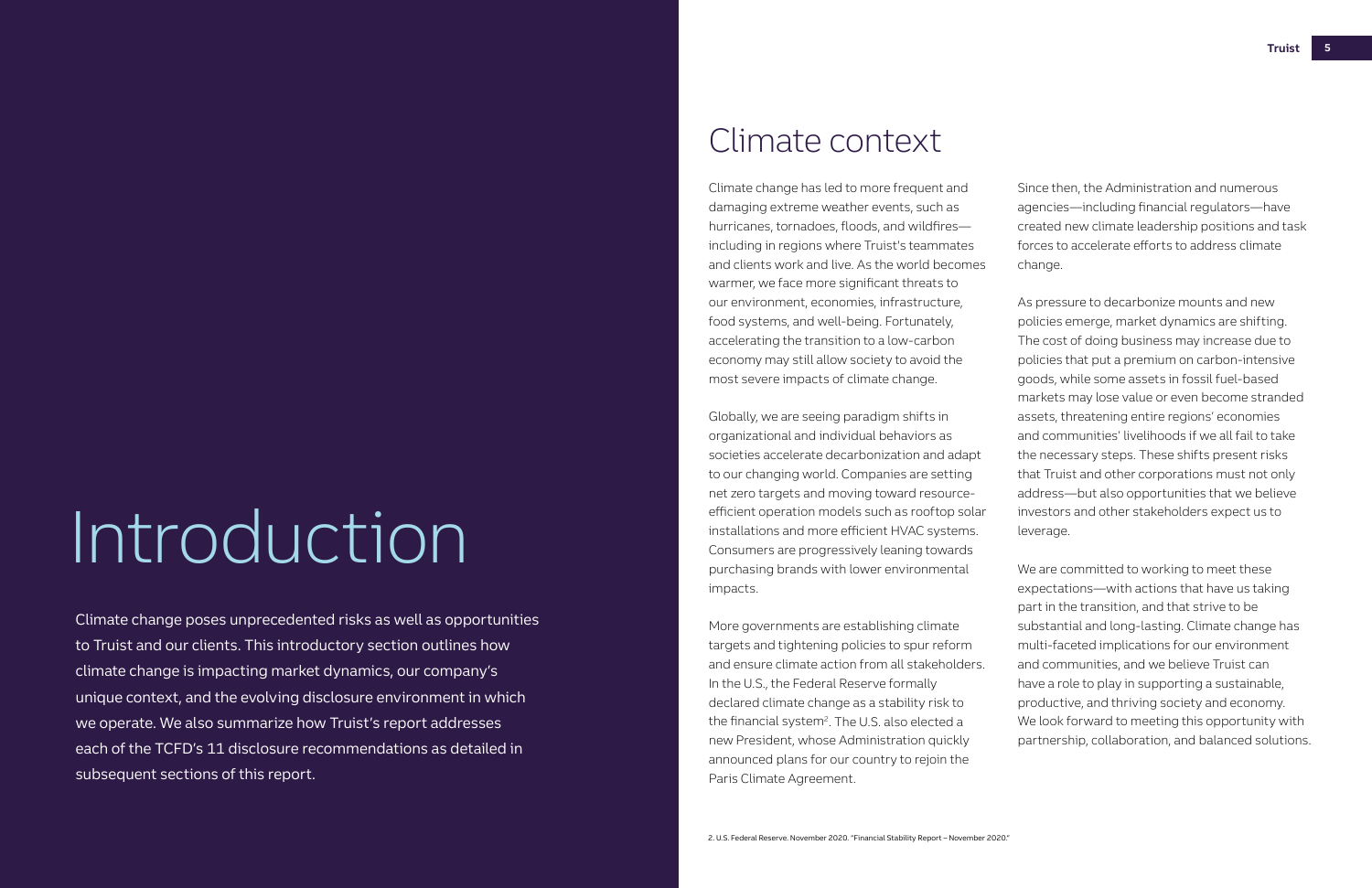# Introduction

Climate change poses unprecedented risks as well as opportunities to Truist and our clients. This introductory section outlines how climate change is impacting market dynamics, our company's unique context, and the evolving disclosure environment in which we operate. We also summarize how Truist's report addresses each of the TCFD's 11 disclosure recommendations as detailed in subsequent sections of this report.

## Climate context

Climate change has led to more frequent and damaging extreme weather events, such as hurricanes, tornadoes, floods, and wildfires—including in regions where Truist's teammates and clients work and live. As the world becomes warmer, we face more significant threats to our environment, economies, infrastructure, food systems, and well-being. Fortunately, accelerating the transition to a low-carbon economy may still allow society to avoid the most severe impacts of climate change.

Globally, we are seeing paradigm shifts in organizational and individual behaviors as societies accelerate decarbonization and adapt to our changing world. Companies are setting net zero targets and moving toward resource-efficient operation models such as rooftop solar installations and more efficient HVAC systems. Consumers are progressively leaning towards purchasing brands with lower environmental impacts.

More governments are establishing climate targets and tightening policies to spur reform and ensure climate action from all stakeholders. In the U.S., the Federal Reserve formally declared climate change as a stability risk to the financial system[2]. The U.S. also elected a new President, whose Administration quickly announced plans for our country to rejoin the Paris Climate Agreement.

Since then, the Administration and numerous agencies—including financial regulators—have created new climate leadership positions and task forces to accelerate efforts to address climate change.

As pressure to decarbonize mounts and new policies emerge, market dynamics are shifting. The cost of doing business may increase due to policies that put a premium on carbon-intensive goods, while some assets in fossil fuel-based markets may lose value or even become stranded assets, threatening entire regions' economies and communities' livelihoods if we all fail to take the necessary steps. These shifts present risks that Truist and other corporations must not only address—but also opportunities that we believe investors and other stakeholders expect us to leverage.

We are committed to working to meet these expectations—with actions that have us taking part in the transition, and that strive to be substantial and long-lasting. Climate change has multi-faceted implications for our environment and communities, and we believe Truist can have a role to play in supporting a sustainable, productive, and thriving society and economy. We look forward to meeting this opportunity with partnership, collaboration, and balanced solutions.

2. U.S. Federal Reserve. November 2020. "Financial Stability Report – November 2020."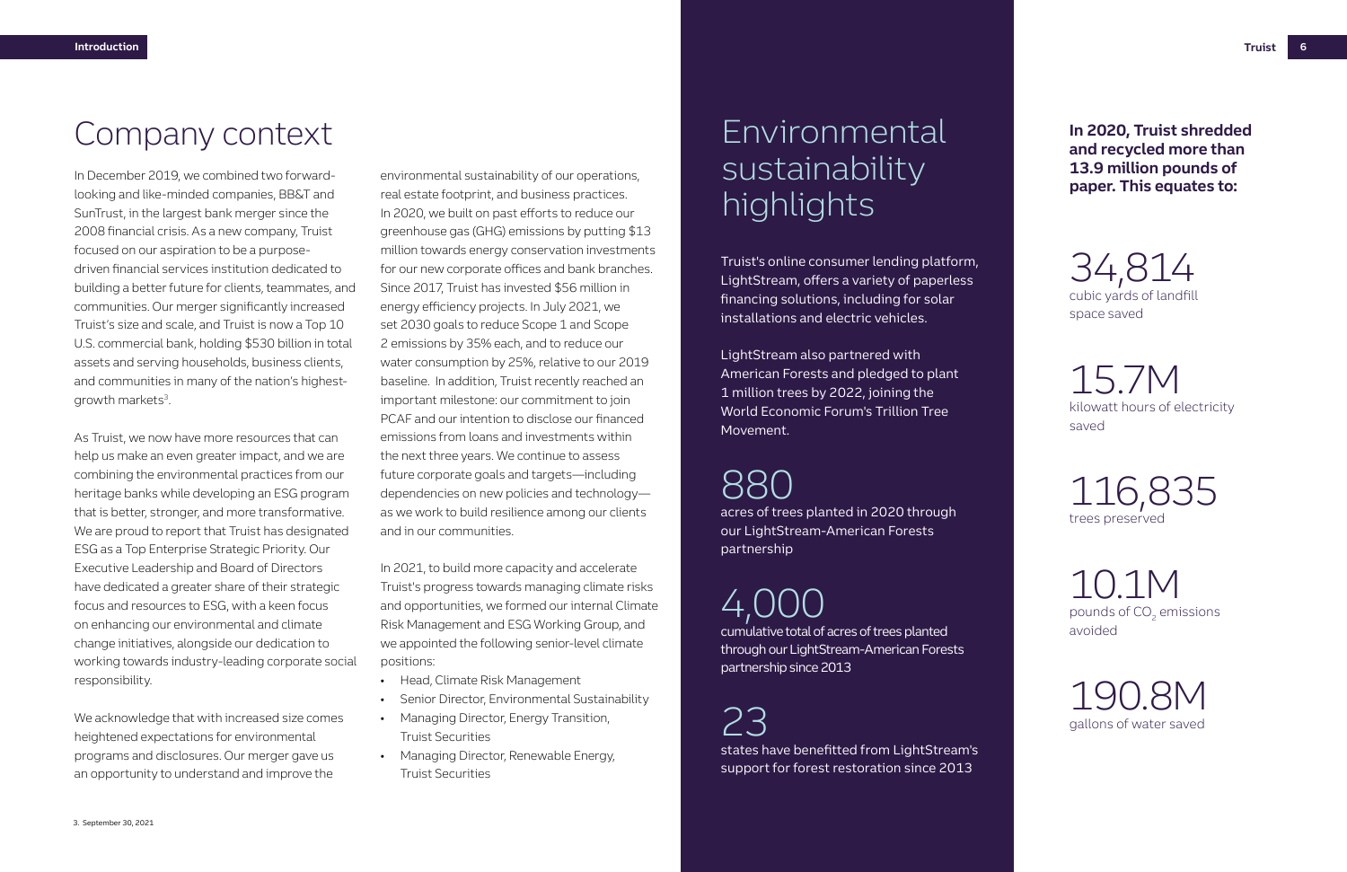# Company context

In December 2019, we combined two forward-looking and like-minded companies, BB&T and SunTrust, in the largest bank merger since the 2008 financial crisis. As a new company, Truist focused on our aspiration to be a purpose-driven financial services institution dedicated to building a better future for clients, teammates, and communities. Our merger significantly increased Truist's size and scale, and Truist is now a Top 10 U.S. commercial bank, holding $530 billion in total assets and serving households, business clients, and communities in many of the nation's highest-growth markets[3].

As Truist, we now have more resources that can help us make an even greater impact, and we are combining the environmental practices from our heritage banks while developing an ESG program that is better, stronger, and more transformative. We are proud to report that Truist has designated ESG as a Top Enterprise Strategic Priority. Our Executive Leadership and Board of Directors have dedicated a greater share of their strategic focus and resources to ESG, with a keen focus on enhancing our environmental and climate change initiatives, alongside our dedication to working towards industry-leading corporate social responsibility.

We acknowledge that with increased size comes heightened expectations for environmental programs and disclosures. Our merger gave us an opportunity to understand and improve the environmental sustainability of our operations, real estate footprint, and business practices. In 2020, we built on past efforts to reduce our greenhouse gas (GHG) emissions by putting $13 million towards energy conservation investments for our new corporate offices and bank branches. Since 2017, Truist has invested $56 million in energy efficiency projects. In July 2021, we set 2030 goals to reduce Scope 1 and Scope 2 emissions by 35% each, and to reduce our water consumption by 25%, relative to our 2019 baseline. In addition, Truist recently reached an important milestone: our commitment to join PCAF and our intention to disclose our financed emissions from loans and investments within the next three years. We continue to assess future corporate goals and targets—including dependencies on new policies and technology—as we work to build resilience among our clients and in our communities.

In 2021, to build more capacity and accelerate Truist's progress towards managing climate risks and opportunities, we formed our internal Climate Risk Management and ESG Working Group, and we appointed the following senior-level climate positions:

- Head, Climate Risk Management
- Senior Director, Environmental Sustainability
- Managing Director, Energy Transition, Truist Securities
- Managing Director, Renewable Energy, Truist Securities

3. September 30, 2021

# Environmental sustainability highlights

Truist's online consumer lending platform, LightStream, offers a variety of paperless financing solutions, including for solar installations and electric vehicles.

LightStream also partnered with American Forests and pledged to plant 1 million trees by 2022, joining the World Economic Forum's Trillion Tree Movement.

**880**
acres of trees planted in 2020 through our LightStream-American Forests partnership

**4,000**
cumulative total of acres of trees planted through our LightStream-American Forests partnership since 2013

**23**
states have benefitted from LightStream's support for forest restoration since 2013

**In 2020, Truist shredded and recycled more than 13.9 million pounds of paper. This equates to:**

**34,814**
cubic yards of landfill space saved

**15.7M**
kilowatt hours of electricity saved

**116,835**
trees preserved

**10.1M**
pounds of $CO_2$ emissions avoided

**190.8M**
gallons of water saved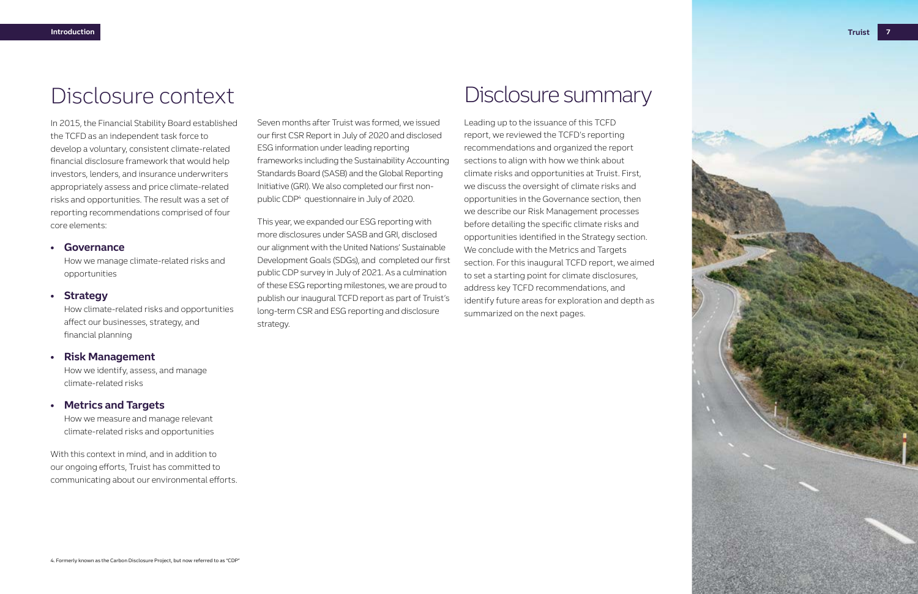# Disclosure context

In 2015, the Financial Stability Board established the TCFD as an independent task force to develop a voluntary, consistent climate-related financial disclosure framework that would help investors, lenders, and insurance underwriters appropriately assess and price climate-related risks and opportunities. The result was a set of reporting recommendations comprised of four core elements:

- **Governance**
  How we manage climate-related risks and opportunities
- **Strategy**
  How climate-related risks and opportunities affect our businesses, strategy, and financial planning
- **Risk Management**
  How we identify, assess, and manage climate-related risks
- **Metrics and Targets**
  How we measure and manage relevant climate-related risks and opportunities

With this context in mind, and in addition to our ongoing efforts, Truist has committed to communicating about our environmental efforts.

Seven months after Truist was formed, we issued our first CSR Report in July of 2020 and disclosed ESG information under leading reporting frameworks including the Sustainability Accounting Standards Board (SASB) and the Global Reporting Initiative (GRI). We also completed our first non-public CDP[4] questionnaire in July of 2020.

This year, we expanded our ESG reporting with more disclosures under SASB and GRI, disclosed our alignment with the United Nations' Sustainable Development Goals (SDGs), and completed our first public CDP survey in July of 2021. As a culmination of these ESG reporting milestones, we are proud to publish our inaugural TCFD report as part of Truist's long-term CSR and ESG reporting and disclosure strategy.

# Disclosure summary

Leading up to the issuance of this TCFD report, we reviewed the TCFD's reporting recommendations and organized the report sections to align with how we think about climate risks and opportunities at Truist. First, we discuss the oversight of climate risks and opportunities in the Governance section, then we describe our Risk Management processes before detailing the specific climate risks and opportunities identified in the Strategy section. We conclude with the Metrics and Targets section. For this inaugural TCFD report, we aimed to set a starting point for climate disclosures, address key TCFD recommendations, and identify future areas for exploration and depth as summarized on the next pages.

4. Formerly known as the Carbon Disclosure Project, but now referred to as "CDP"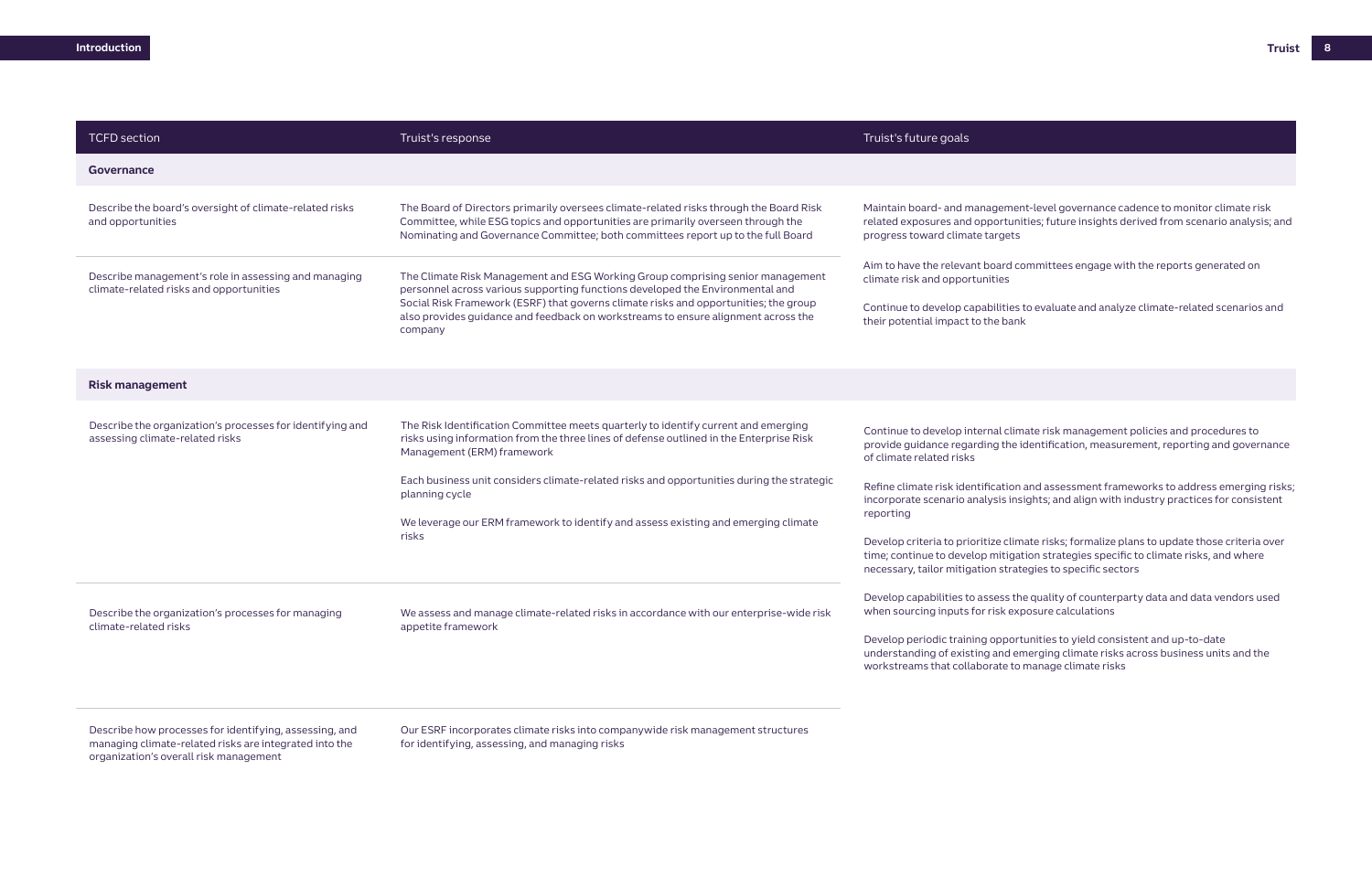| TCFD section | Truist's response | Truist's future goals |
| --- | --- | --- |
| **Governance** | | |
| Describe the board's oversight of climate-related risks and opportunities | The Board of Directors primarily oversees climate-related risks through the Board Risk Committee, while ESG topics and opportunities are primarily overseen through the Nominating and Governance Committee; both committees report up to the full Board | Maintain board- and management-level governance cadence to monitor climate risk related exposures and opportunities; future insights derived from scenario analysis; and progress toward climate targets<br><br>Aim to have the relevant board committees engage with the reports generated on climate risk and opportunities<br><br>Continue to develop capabilities to evaluate and analyze climate-related scenarios and their potential impact to the bank |
| Describe management's role in assessing and managing climate-related risks and opportunities | The Climate Risk Management and ESG Working Group comprising senior management personnel across various supporting functions developed the Environmental and Social Risk Framework (ESRF) that governs climate risks and opportunities; the group also provides guidance and feedback on workstreams to ensure alignment across the company | |
| **Risk management** | | |
| Describe the organization's processes for identifying and assessing climate-related risks | The Risk Identification Committee meets quarterly to identify current and emerging risks using information from the three lines of defense outlined in the Enterprise Risk Management (ERM) framework<br><br>Each business unit considers climate-related risks and opportunities during the strategic planning cycle<br><br>We leverage our ERM framework to identify and assess existing and emerging climate risks | Continue to develop internal climate risk management policies and procedures to provide guidance regarding the identification, measurement, reporting and governance of climate related risks<br><br>Refine climate risk identification and assessment frameworks to address emerging risks; incorporate scenario analysis insights; and align with industry practices for consistent reporting<br><br>Develop criteria to prioritize climate risks; formalize plans to update those criteria over time; continue to develop mitigation strategies specific to climate risks, and where necessary, tailor mitigation strategies to specific sectors<br><br>Develop capabilities to assess the quality of counterparty data and data vendors used when sourcing inputs for risk exposure calculations<br><br>Develop periodic training opportunities to yield consistent and up-to-date understanding of existing and emerging climate risks across business units and the workstreams that collaborate to manage climate risks |
| Describe the organization's processes for managing climate-related risks | We assess and manage climate-related risks in accordance with our enterprise-wide risk appetite framework | |
| Describe how processes for identifying, assessing, and managing climate-related risks are integrated into the organization's overall risk management | Our ESRF incorporates climate risks into companywide risk management structures for identifying, assessing, and managing risks | |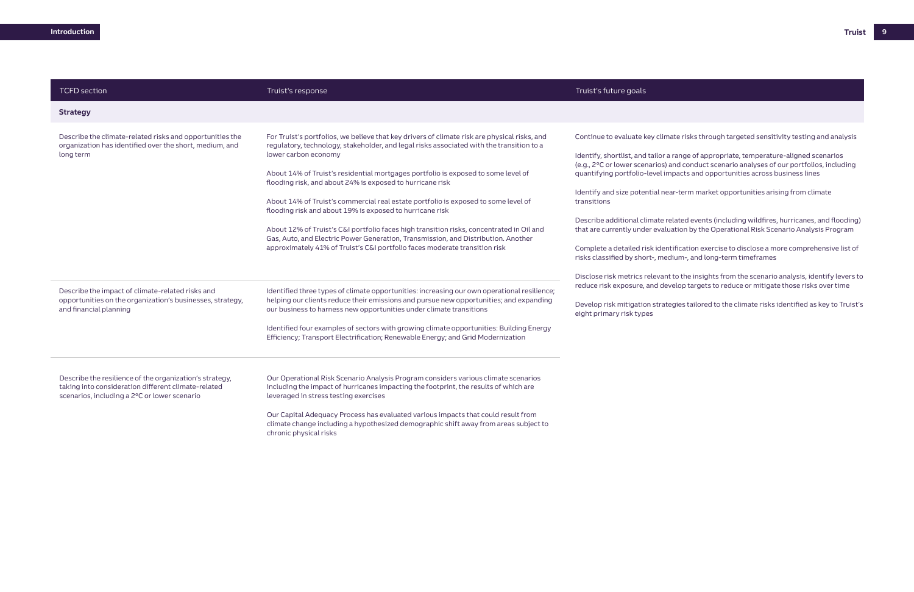| TCFD section | Truist's response | Truist's future goals |
| --- | --- | --- |
| **Strategy** | | |
| Describe the climate-related risks and opportunities the organization has identified over the short, medium, and long term | For Truist's portfolios, we believe that key drivers of climate risk are physical risks, and regulatory, technology, stakeholder, and legal risks associated with the transition to a lower carbon economy<br><br>About 14% of Truist's residential mortgages portfolio is exposed to some level of flooding risk, and about 24% is exposed to hurricane risk<br><br>About 14% of Truist's commercial real estate portfolio is exposed to some level of flooding risk and about 19% is exposed to hurricane risk<br><br>About 12% of Truist's C&I portfolio faces high transition risks, concentrated in Oil and Gas, Auto, and Electric Power Generation, Transmission, and Distribution. Another approximately 41% of Truist's C&I portfolio faces moderate transition risk | Continue to evaluate key climate risks through targeted sensitivity testing and analysis<br><br>Identify, shortlist, and tailor a range of appropriate, temperature-aligned scenarios (e.g., 2°C or lower scenarios) and conduct scenario analyses of our portfolios, including quantifying portfolio-level impacts and opportunities across business lines<br><br>Identify and size potential near-term market opportunities arising from climate transitions<br><br>Describe additional climate related events (including wildfires, hurricanes, and flooding) that are currently under evaluation by the Operational Risk Scenario Analysis Program<br><br>Complete a detailed risk identification exercise to disclose a more comprehensive list of risks classified by short-, medium-, and long-term timeframes<br><br>Disclose risk metrics relevant to the insights from the scenario analysis, identify levers to reduce risk exposure, and develop targets to reduce or mitigate those risks over time<br><br>Develop risk mitigation strategies tailored to the climate risks identified as key to Truist's eight primary risk types |
| Describe the impact of climate-related risks and opportunities on the organization's businesses, strategy, and financial planning | Identified three types of climate opportunities: increasing our own operational resilience; helping our clients reduce their emissions and pursue new opportunities; and expanding our business to harness new opportunities under climate transitions<br><br>Identified four examples of sectors with growing climate opportunities: Building Energy Efficiency; Transport Electrification; Renewable Energy; and Grid Modernization | |
| Describe the resilience of the organization's strategy, taking into consideration different climate-related scenarios, including a 2°C or lower scenario | Our Operational Risk Scenario Analysis Program considers various climate scenarios including the impact of hurricanes impacting the footprint, the results of which are leveraged in stress testing exercises<br><br>Our Capital Adequacy Process has evaluated various impacts that could result from climate change including a hypothesized demographic shift away from areas subject to chronic physical risks | |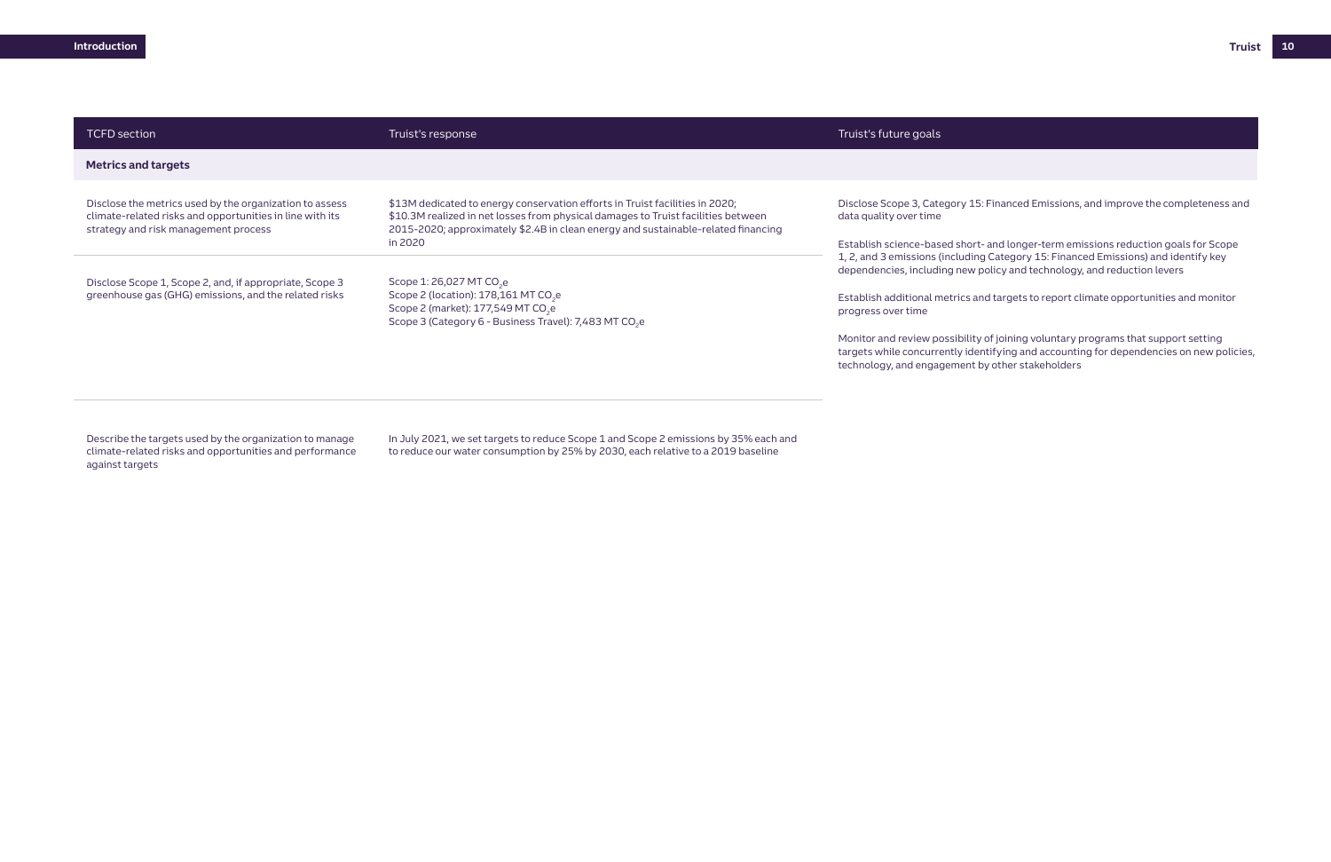| TCFD section | Truist's response | Truist's future goals |
|---|---|---|
| **Metrics and targets** | | |
| Disclose the metrics used by the organization to assess climate-related risks and opportunities in line with its strategy and risk management process | \$13M dedicated to energy conservation efforts in Truist facilities in 2020; \$10.3M realized in net losses from physical damages to Truist facilities between 2015-2020; approximately \$2.4B in clean energy and sustainable-related financing in 2020 | Disclose Scope 3, Category 15: Financed Emissions, and improve the completeness and data quality over time<br><br>Establish science-based short- and longer-term emissions reduction goals for Scope 1, 2, and 3 emissions (including Category 15: Financed Emissions) and identify key dependencies, including new policy and technology, and reduction levers<br><br>Establish additional metrics and targets to report climate opportunities and monitor progress over time<br><br>Monitor and review possibility of joining voluntary programs that support setting targets while concurrently identifying and accounting for dependencies on new policies, technology, and engagement by other stakeholders |
| Disclose Scope 1, Scope 2, and, if appropriate, Scope 3 greenhouse gas (GHG) emissions, and the related risks | Scope 1: 26,027 MT $CO_2$e<br>Scope 2 (location): 178,161 MT $CO_2$e<br>Scope 2 (market): 177,549 MT $CO_2$e<br>Scope 3 (Category 6 - Business Travel): 7,483 MT $CO_2$e | |
| Describe the targets used by the organization to manage climate-related risks and opportunities and performance against targets | In July 2021, we set targets to reduce Scope 1 and Scope 2 emissions by 35% each and to reduce our water consumption by 25% by 2030, each relative to a 2019 baseline | |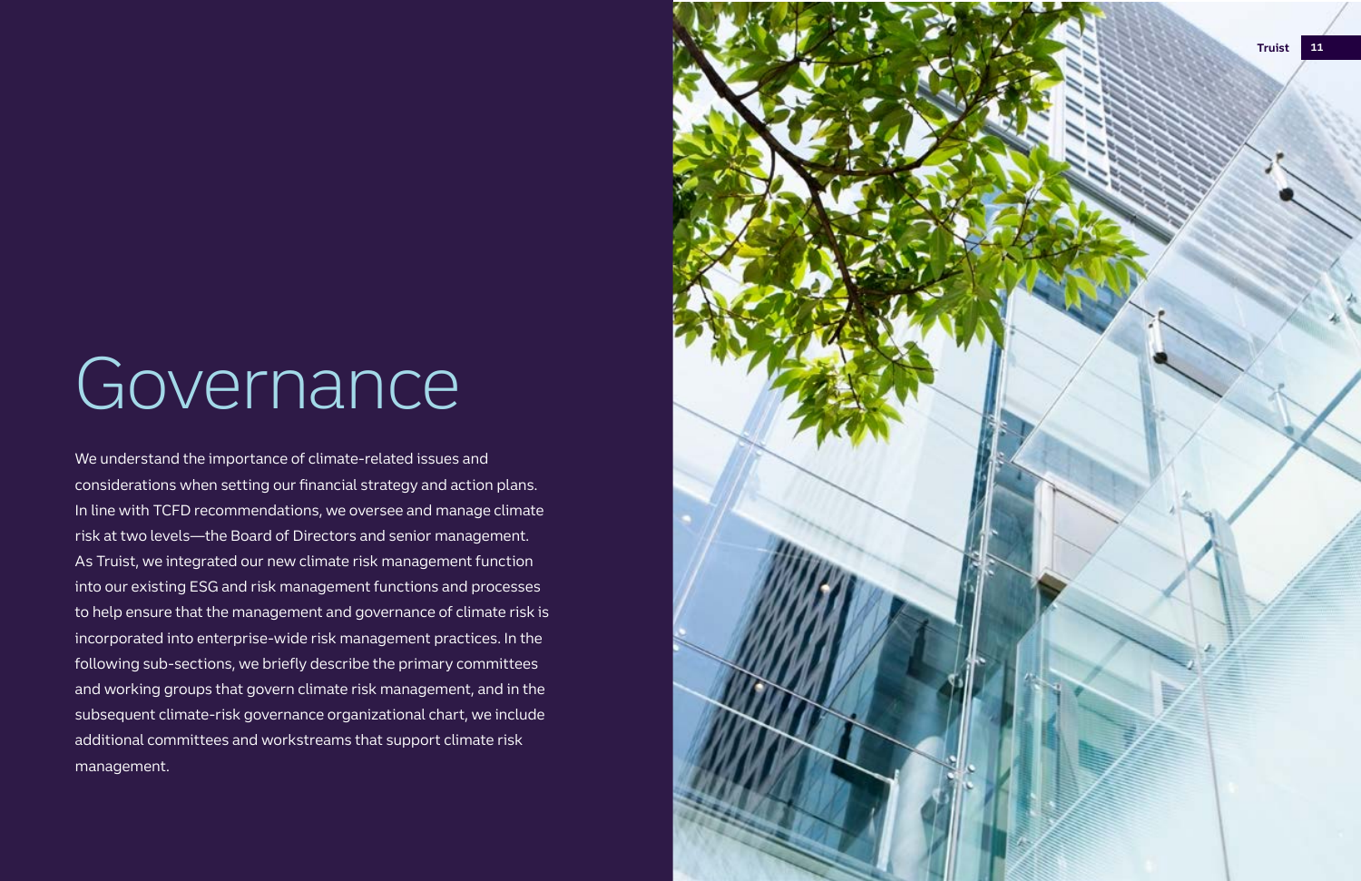# Governance

We understand the importance of climate-related issues and considerations when setting our financial strategy and action plans. In line with TCFD recommendations, we oversee and manage climate risk at two levels—the Board of Directors and senior management. As Truist, we integrated our new climate risk management function into our existing ESG and risk management functions and processes to help ensure that the management and governance of climate risk is incorporated into enterprise-wide risk management practices. In the following sub-sections, we briefly describe the primary committees and working groups that govern climate risk management, and in the subsequent climate-risk governance organizational chart, we include additional committees and workstreams that support climate risk management.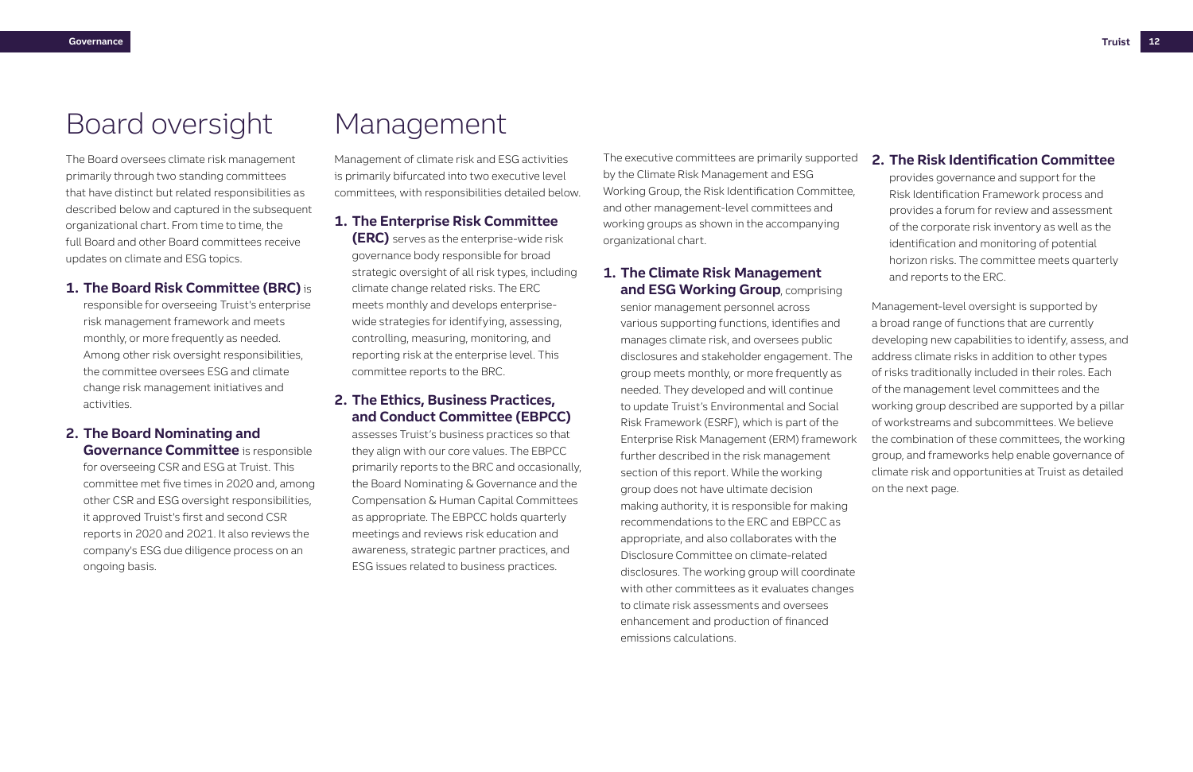# Board oversight

The Board oversees climate risk management primarily through two standing committees that have distinct but related responsibilities as described below and captured in the subsequent organizational chart. From time to time, the full Board and other Board committees receive updates on climate and ESG topics.

1. **The Board Risk Committee (BRC)** is responsible for overseeing Truist's enterprise risk management framework and meets monthly, or more frequently as needed. Among other risk oversight responsibilities, the committee oversees ESG and climate change risk management initiatives and activities.
2. **The Board Nominating and Governance Committee** is responsible for overseeing CSR and ESG at Truist. This committee met five times in 2020 and, among other CSR and ESG oversight responsibilities, it approved Truist's first and second CSR reports in 2020 and 2021. It also reviews the company's ESG due diligence process on an ongoing basis.

# Management

Management of climate risk and ESG activities is primarily bifurcated into two executive level committees, with responsibilities detailed below.

1. **The Enterprise Risk Committee (ERC)** serves as the enterprise-wide risk governance body responsible for broad strategic oversight of all risk types, including climate change related risks. The ERC meets monthly and develops enterprise-wide strategies for identifying, assessing, controlling, measuring, monitoring, and reporting risk at the enterprise level. This committee reports to the BRC.
2. **The Ethics, Business Practices, and Conduct Committee (EBPCC)** assesses Truist's business practices so that they align with our core values. The EBPCC primarily reports to the BRC and occasionally, the Board Nominating & Governance and the Compensation & Human Capital Committees as appropriate. The EBPCC holds quarterly meetings and reviews risk education and awareness, strategic partner practices, and ESG issues related to business practices.

The executive committees are primarily supported by the Climate Risk Management and ESG Working Group, the Risk Identification Committee, and other management-level committees and working groups as shown in the accompanying organizational chart.

1. **The Climate Risk Management and ESG Working Group**, comprising senior management personnel across various supporting functions, identifies and manages climate risk, and oversees public disclosures and stakeholder engagement. The group meets monthly, or more frequently as needed. They developed and will continue to update Truist's Environmental and Social Risk Framework (ESRF), which is part of the Enterprise Risk Management (ERM) framework further described in the risk management section of this report. While the working group does not have ultimate decision making authority, it is responsible for making recommendations to the ERC and EBPCC as appropriate, and also collaborates with the Disclosure Committee on climate-related disclosures. The working group will coordinate with other committees as it evaluates changes to climate risk assessments and oversees enhancement and production of financed emissions calculations.
2. **The Risk Identification Committee** provides governance and support for the Risk Identification Framework process and provides a forum for review and assessment of the corporate risk inventory as well as the identification and monitoring of potential horizon risks. The committee meets quarterly and reports to the ERC.

Management-level oversight is supported by a broad range of functions that are currently developing new capabilities to identify, assess, and address climate risks in addition to other types of risks traditionally included in their roles. Each of the management level committees and the working group described are supported by a pillar of workstreams and subcommittees. We believe the combination of these committees, the working group, and frameworks help enable governance of climate risk and opportunities at Truist as detailed on the next page.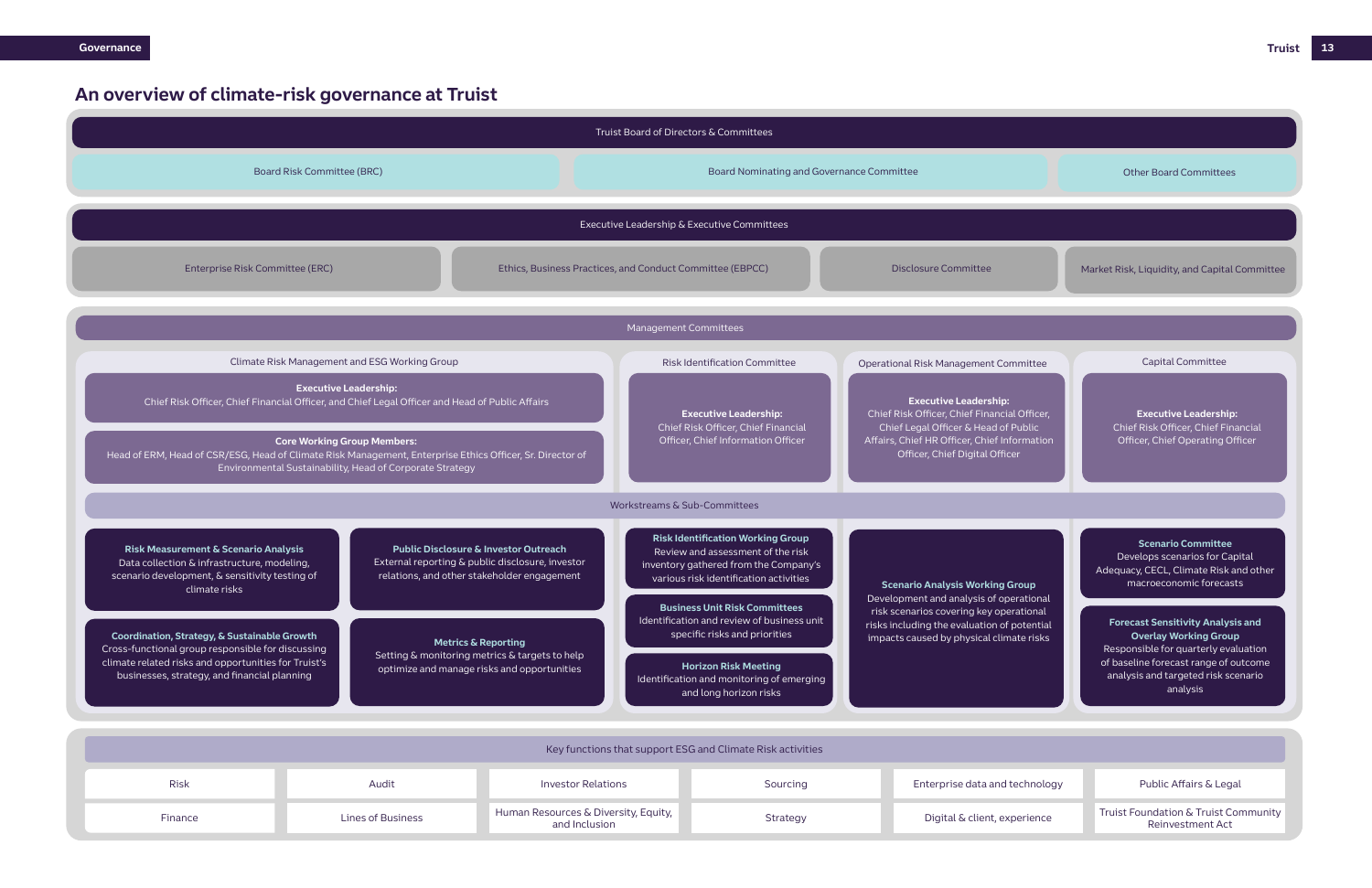# An overview of climate-risk governance at Truist

## Truist Board of Directors & Committees

- Board Risk Committee (BRC)
- Board Nominating and Governance Committee
- Other Board Committees

## Executive Leadership & Executive Committees

- Enterprise Risk Committee (ERC)
- Ethics, Business Practices, and Conduct Committee (EBPCC)
- Disclosure Committee
- Market Risk, Liquidity, and Capital Committee

## Management Committees

### Climate Risk Management and ESG Working Group

**Executive Leadership:**
Chief Risk Officer, Chief Financial Officer, and Chief Legal Officer and Head of Public Affairs

**Core Working Group Members:**
Head of ERM, Head of CSR/ESG, Head of Climate Risk Management, Enterprise Ethics Officer, Sr. Director of Environmental Sustainability, Head of Corporate Strategy

### Risk Identification Committee

**Executive Leadership:**
Chief Risk Officer, Chief Financial Officer, Chief Information Officer

### Operational Risk Management Committee

**Executive Leadership:**
Chief Risk Officer, Chief Financial Officer, Chief Legal Officer & Head of Public Affairs, Chief HR Officer, Chief Information Officer, Chief Digital Officer

### Capital Committee

**Executive Leadership:**
Chief Risk Officer, Chief Financial Officer, Chief Operating Officer

## Workstreams & Sub-Committees

### Climate Risk Management and ESG Working Group

**Risk Measurement & Scenario Analysis**
Data collection & infrastructure, modeling, scenario development, & sensitivity testing of climate risks

**Public Disclosure & Investor Outreach**
External reporting & public disclosure, investor relations, and other stakeholder engagement

**Coordination, Strategy, & Sustainable Growth**
Cross-functional group responsible for discussing climate related risks and opportunities for Truist's businesses, strategy, and financial planning

**Metrics & Reporting**
Setting & monitoring metrics & targets to help optimize and manage risks and opportunities

### Risk Identification Committee

**Risk Identification Working Group**
Review and assessment of the risk inventory gathered from the Company's various risk identification activities

**Business Unit Risk Committees**
Identification and review of business unit specific risks and priorities

**Horizon Risk Meeting**
Identification and monitoring of emerging and long horizon risks

### Operational Risk Management Committee

**Scenario Analysis Working Group**
Development and analysis of operational risk scenarios covering key operational risks including the evaluation of potential impacts caused by physical climate risks

### Capital Committee

**Scenario Committee**
Develops scenarios for Capital Adequacy, CECL, Climate Risk and other macroeconomic forecasts

**Forecast Sensitivity Analysis and Overlay Working Group**
Responsible for quarterly evaluation of baseline forecast range of outcome analysis and targeted risk scenario analysis

## Key functions that support ESG and Climate Risk activities

| | | | | | |
|---|---|---|---|---|---|
| Risk | Audit | Investor Relations | Sourcing | Enterprise data and technology | Public Affairs & Legal |
| Finance | Lines of Business | Human Resources & Diversity, Equity, and Inclusion | Strategy | Digital & client, experience | Truist Foundation & Truist Community Reinvestment Act |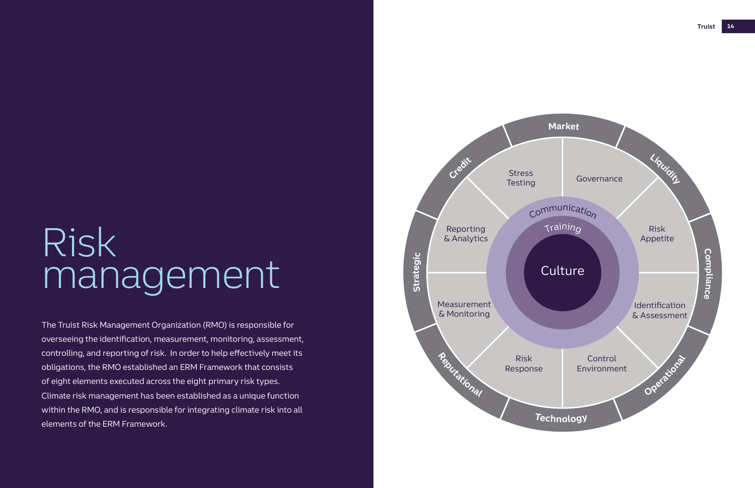# Risk management

The Truist Risk Management Organization (RMO) is responsible for overseeing the identification, measurement, monitoring, assessment, controlling, and reporting of risk. In order to help effectively meet its obligations, the RMO established an ERM Framework that consists of eight elements executed across the eight primary risk types. Climate risk management has been established as a unique function within the RMO, and is responsible for integrating climate risk into all elements of the ERM Framework.

Market

Liquidity

Compliance

Operational

Technology

Reputational

Strategic

Credit

Stress Testing

Governance

Risk Appetite

Identification & Assessment

Control Environment

Risk Response

Measurement & Monitoring

Reporting & Analytics

Communication

Training

Culture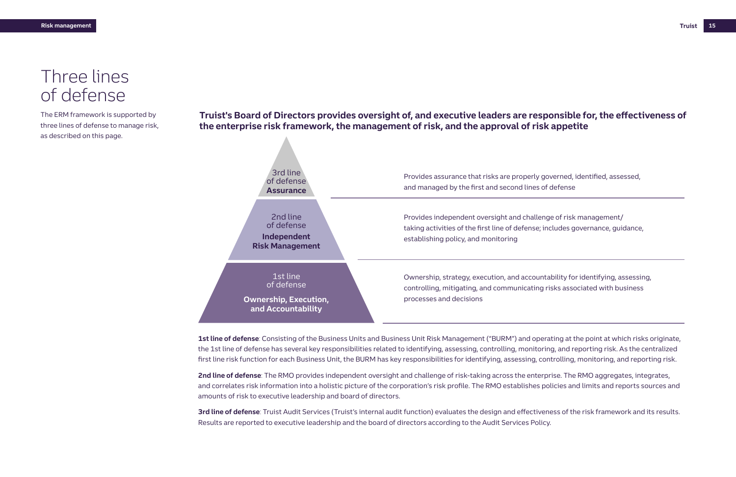# Three lines of defense

The ERM framework is supported by three lines of defense to manage risk, as described on this page.

**Truist's Board of Directors provides oversight of, and executive leaders are responsible for, the effectiveness of the enterprise risk framework, the management of risk, and the approval of risk appetite**

| Line of defense | Description |
|---|---|
| 3rd line of defense **Assurance** | Provides assurance that risks are properly governed, identified, assessed, and managed by the first and second lines of defense |
| 2nd line of defense **Independent Risk Management** | Provides independent oversight and challenge of risk management/taking activities of the first line of defense; includes governance, guidance, establishing policy, and monitoring |
| 1st line of defense **Ownership, Execution, and Accountability** | Ownership, strategy, execution, and accountability for identifying, assessing, controlling, mitigating, and communicating risks associated with business processes and decisions |

**1st line of defense**: Consisting of the Business Units and Business Unit Risk Management ("BURM") and operating at the point at which risks originate, the 1st line of defense has several key responsibilities related to identifying, assessing, controlling, monitoring, and reporting risk. As the centralized first line risk function for each Business Unit, the BURM has key responsibilities for identifying, assessing, controlling, monitoring, and reporting risk.

**2nd line of defense**: The RMO provides independent oversight and challenge of risk-taking across the enterprise. The RMO aggregates, integrates, and correlates risk information into a holistic picture of the corporation's risk profile. The RMO establishes policies and limits and reports sources and amounts of risk to executive leadership and board of directors.

**3rd line of defense**: Truist Audit Services (Truist's internal audit function) evaluates the design and effectiveness of the risk framework and its results. Results are reported to executive leadership and the board of directors according to the Audit Services Policy.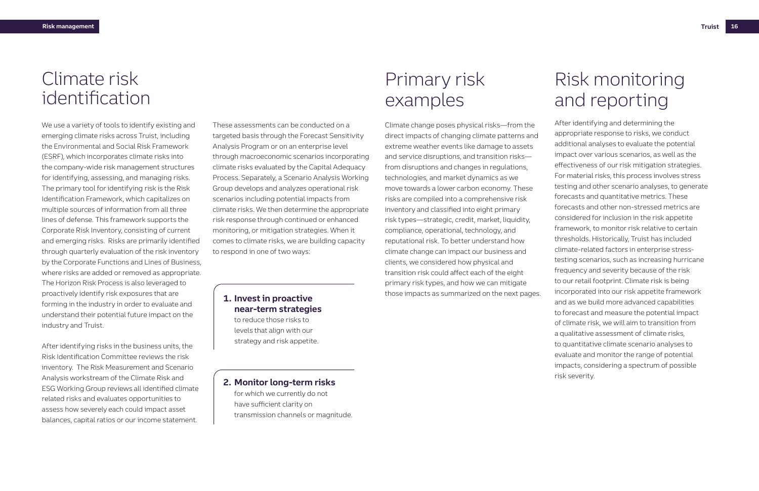# Climate risk identification

We use a variety of tools to identify existing and emerging climate risks across Truist, including the Environmental and Social Risk Framework (ESRF), which incorporates climate risks into the company-wide risk management structures for identifying, assessing, and managing risks. The primary tool for identifying risk is the Risk Identification Framework, which capitalizes on multiple sources of information from all three lines of defense. This framework supports the Corporate Risk Inventory, consisting of current and emerging risks. Risks are primarily identified through quarterly evaluation of the risk inventory by the Corporate Functions and Lines of Business, where risks are added or removed as appropriate. The Horizon Risk Process is also leveraged to proactively identify risk exposures that are forming in the industry in order to evaluate and understand their potential future impact on the industry and Truist.

After identifying risks in the business units, the Risk Identification Committee reviews the risk inventory. The Risk Measurement and Scenario Analysis workstream of the Climate Risk and ESG Working Group reviews all identified climate related risks and evaluates opportunities to assess how severely each could impact asset balances, capital ratios or our income statement.

These assessments can be conducted on a targeted basis through the Forecast Sensitivity Analysis Program or on an enterprise level through macroeconomic scenarios incorporating climate risks evaluated by the Capital Adequacy Process. Separately, a Scenario Analysis Working Group develops and analyzes operational risk scenarios including potential impacts from climate risks. We then determine the appropriate risk response through continued or enhanced monitoring, or mitigation strategies. When it comes to climate risks, we are building capacity to respond in one of two ways:

1. **Invest in proactive near-term strategies** to reduce those risks to levels that align with our strategy and risk appetite.
2. **Monitor long-term risks** for which we currently do not have sufficient clarity on transmission channels or magnitude.

# Primary risk examples

Climate change poses physical risks—from the direct impacts of changing climate patterns and extreme weather events like damage to assets and service disruptions, and transition risks—from disruptions and changes in regulations, technologies, and market dynamics as we move towards a lower carbon economy. These risks are compiled into a comprehensive risk inventory and classified into eight primary risk types—strategic, credit, market, liquidity, compliance, operational, technology, and reputational risk. To better understand how climate change can impact our business and clients, we considered how physical and transition risk could affect each of the eight primary risk types, and how we can mitigate those impacts as summarized on the next pages.

# Risk monitoring and reporting

After identifying and determining the appropriate response to risks, we conduct additional analyses to evaluate the potential impact over various scenarios, as well as the effectiveness of our risk mitigation strategies. For material risks, this process involves stress testing and other scenario analyses, to generate forecasts and quantitative metrics. These forecasts and other non-stressed metrics are considered for inclusion in the risk appetite framework, to monitor risk relative to certain thresholds. Historically, Truist has included climate-related factors in enterprise stress-testing scenarios, such as increasing hurricane frequency and severity because of the risk to our retail footprint. Climate risk is being incorporated into our risk appetite framework and as we build more advanced capabilities to forecast and measure the potential impact of climate risk, we will aim to transition from a qualitative assessment of climate risks, to quantitative climate scenario analyses to evaluate and monitor the range of potential impacts, considering a spectrum of possible risk severity.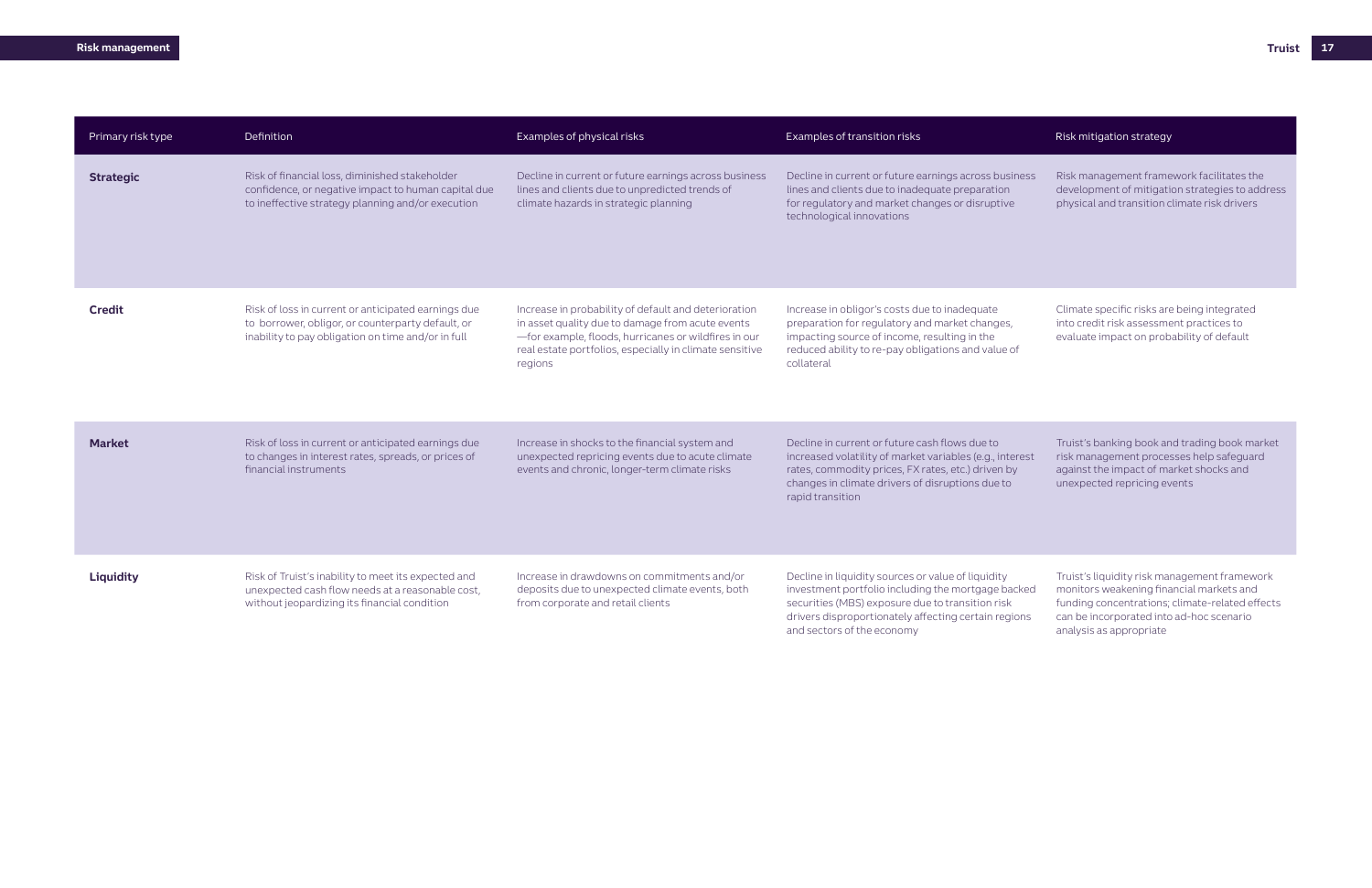| Primary risk type | Definition | Examples of physical risks | Examples of transition risks | Risk mitigation strategy |
|---|---|---|---|---|
| **Strategic** | Risk of financial loss, diminished stakeholder confidence, or negative impact to human capital due to ineffective strategy planning and/or execution | Decline in current or future earnings across business lines and clients due to unpredicted trends of climate hazards in strategic planning | Decline in current or future earnings across business lines and clients due to inadequate preparation for regulatory and market changes or disruptive technological innovations | Risk management framework facilitates the development of mitigation strategies to address physical and transition climate risk drivers |
| **Credit** | Risk of loss in current or anticipated earnings due to borrower, obligor, or counterparty default, or inability to pay obligation on time and/or in full | Increase in probability of default and deterioration in asset quality due to damage from acute events —for example, floods, hurricanes or wildfires in our real estate portfolios, especially in climate sensitive regions | Increase in obligor's costs due to inadequate preparation for regulatory and market changes, impacting source of income, resulting in the reduced ability to re-pay obligations and value of collateral | Climate specific risks are being integrated into credit risk assessment practices to evaluate impact on probability of default |
| **Market** | Risk of loss in current or anticipated earnings due to changes in interest rates, spreads, or prices of financial instruments | Increase in shocks to the financial system and unexpected repricing events due to acute climate events and chronic, longer-term climate risks | Decline in current or future cash flows due to increased volatility of market variables (e.g., interest rates, commodity prices, FX rates, etc.) driven by changes in climate drivers of disruptions due to rapid transition | Truist's banking book and trading book market risk management processes help safeguard against the impact of market shocks and unexpected repricing events |
| **Liquidity** | Risk of Truist's inability to meet its expected and unexpected cash flow needs at a reasonable cost, without jeopardizing its financial condition | Increase in drawdowns on commitments and/or deposits due to unexpected climate events, both from corporate and retail clients | Decline in liquidity sources or value of liquidity investment portfolio including the mortgage backed securities (MBS) exposure due to transition risk drivers disproportionately affecting certain regions and sectors of the economy | Truist's liquidity risk management framework monitors weakening financial markets and funding concentrations; climate-related effects can be incorporated into ad-hoc scenario analysis as appropriate |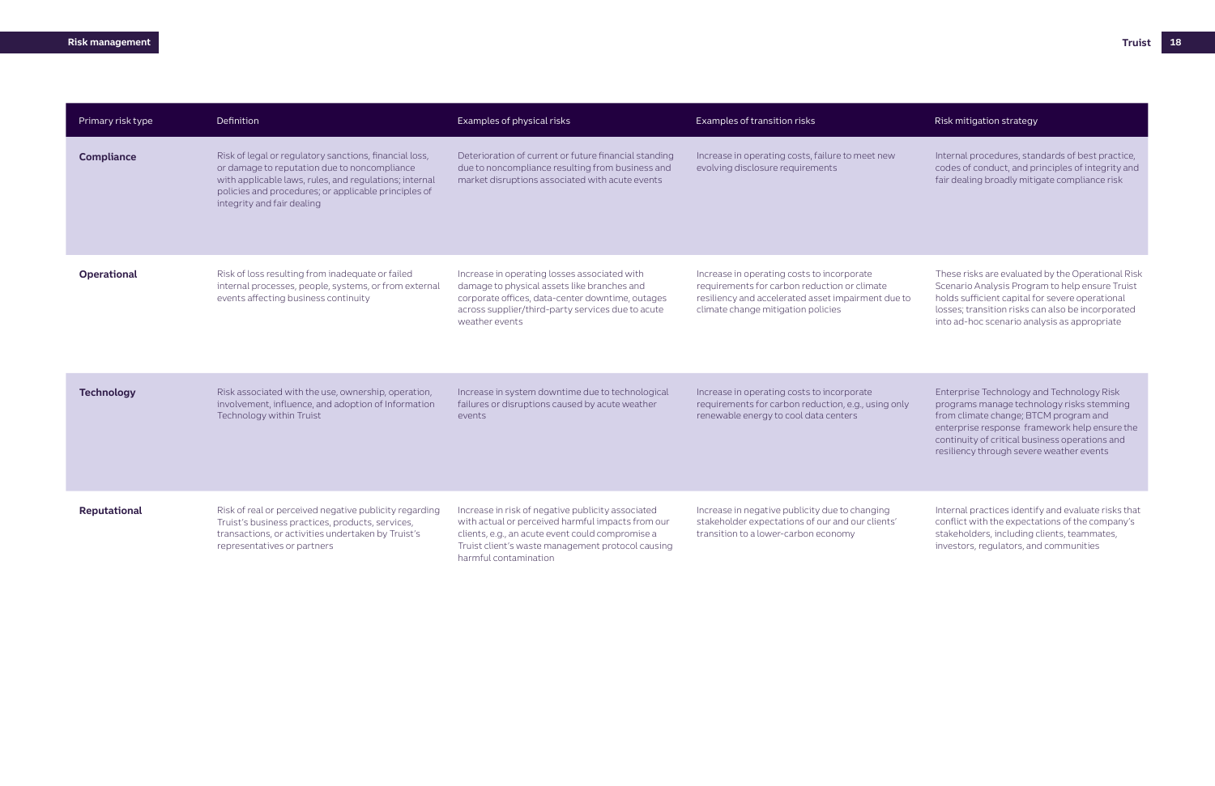| Primary risk type | Definition | Examples of physical risks | Examples of transition risks | Risk mitigation strategy |
|---|---|---|---|---|
| **Compliance** | Risk of legal or regulatory sanctions, financial loss, or damage to reputation due to noncompliance with applicable laws, rules, and regulations; internal policies and procedures; or applicable principles of integrity and fair dealing | Deterioration of current or future financial standing due to noncompliance resulting from business and market disruptions associated with acute events | Increase in operating costs, failure to meet new evolving disclosure requirements | Internal procedures, standards of best practice, codes of conduct, and principles of integrity and fair dealing broadly mitigate compliance risk |
| **Operational** | Risk of loss resulting from inadequate or failed internal processes, people, systems, or from external events affecting business continuity | Increase in operating losses associated with damage to physical assets like branches and corporate offices, data-center downtime, outages across supplier/third-party services due to acute weather events | Increase in operating costs to incorporate requirements for carbon reduction or climate resiliency and accelerated asset impairment due to climate change mitigation policies | These risks are evaluated by the Operational Risk Scenario Analysis Program to help ensure Truist holds sufficient capital for severe operational losses; transition risks can also be incorporated into ad-hoc scenario analysis as appropriate |
| **Technology** | Risk associated with the use, ownership, operation, involvement, influence, and adoption of Information Technology within Truist | Increase in system downtime due to technological failures or disruptions caused by acute weather events | Increase in operating costs to incorporate requirements for carbon reduction, e.g., using only renewable energy to cool data centers | Enterprise Technology and Technology Risk programs manage technology risks stemming from climate change; BTCM program and enterprise response framework help ensure the continuity of critical business operations and resiliency through severe weather events |
| **Reputational** | Risk of real or perceived negative publicity regarding Truist's business practices, products, services, transactions, or activities undertaken by Truist's representatives or partners | Increase in risk of negative publicity associated with actual or perceived harmful impacts from our clients, e.g., an acute event could compromise a Truist client's waste management protocol causing harmful contamination | Increase in negative publicity due to changing stakeholder expectations of our and our clients' transition to a lower-carbon economy | Internal practices identify and evaluate risks that conflict with the expectations of the company's stakeholders, including clients, teammates, investors, regulators, and communities |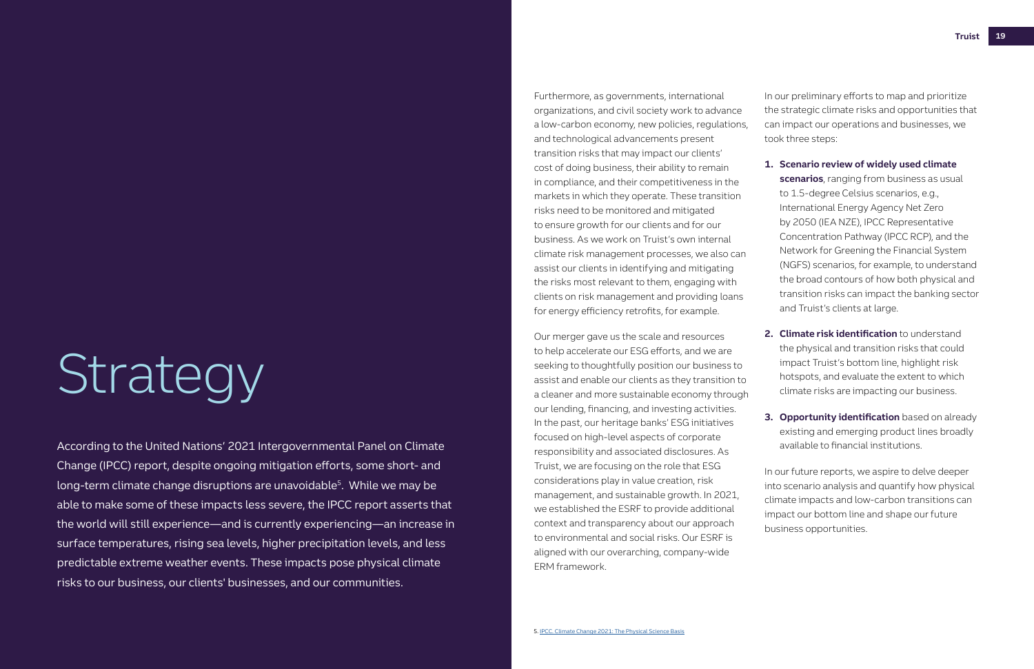# Strategy

According to the United Nations' 2021 Intergovernmental Panel on Climate Change (IPCC) report, despite ongoing mitigation efforts, some short- and long-term climate change disruptions are unavoidable[5]. While we may be able to make some of these impacts less severe, the IPCC report asserts that the world will still experience—and is currently experiencing—an increase in surface temperatures, rising sea levels, higher precipitation levels, and less predictable extreme weather events. These impacts pose physical climate risks to our business, our clients' businesses, and our communities.

Furthermore, as governments, international organizations, and civil society work to advance a low-carbon economy, new policies, regulations, and technological advancements present transition risks that may impact our clients' cost of doing business, their ability to remain in compliance, and their competitiveness in the markets in which they operate. These transition risks need to be monitored and mitigated to ensure growth for our clients and for our business. As we work on Truist's own internal climate risk management processes, we also can assist our clients in identifying and mitigating the risks most relevant to them, engaging with clients on risk management and providing loans for energy efficiency retrofits, for example.

Our merger gave us the scale and resources to help accelerate our ESG efforts, and we are seeking to thoughtfully position our business to assist and enable our clients as they transition to a cleaner and more sustainable economy through our lending, financing, and investing activities. In the past, our heritage banks' ESG initiatives focused on high-level aspects of corporate responsibility and associated disclosures. As Truist, we are focusing on the role that ESG considerations play in value creation, risk management, and sustainable growth. In 2021, we established the ESRF to provide additional context and transparency about our approach to environmental and social risks. Our ESRF is aligned with our overarching, company-wide ERM framework.

In our preliminary efforts to map and prioritize the strategic climate risks and opportunities that can impact our operations and businesses, we took three steps:

1. **Scenario review of widely used climate scenarios**, ranging from business as usual to 1.5-degree Celsius scenarios, e.g., International Energy Agency Net Zero by 2050 (IEA NZE), IPCC Representative Concentration Pathway (IPCC RCP), and the Network for Greening the Financial System (NGFS) scenarios, for example, to understand the broad contours of how both physical and transition risks can impact the banking sector and Truist's clients at large.
2. **Climate risk identification** to understand the physical and transition risks that could impact Truist's bottom line, highlight risk hotspots, and evaluate the extent to which climate risks are impacting our business.
3. **Opportunity identification** based on already existing and emerging product lines broadly available to financial institutions.

In our future reports, we aspire to delve deeper into scenario analysis and quantify how physical climate impacts and low-carbon transitions can impact our bottom line and shape our future business opportunities.

5. [IPCC, Climate Change 2021: The Physical Science Basis]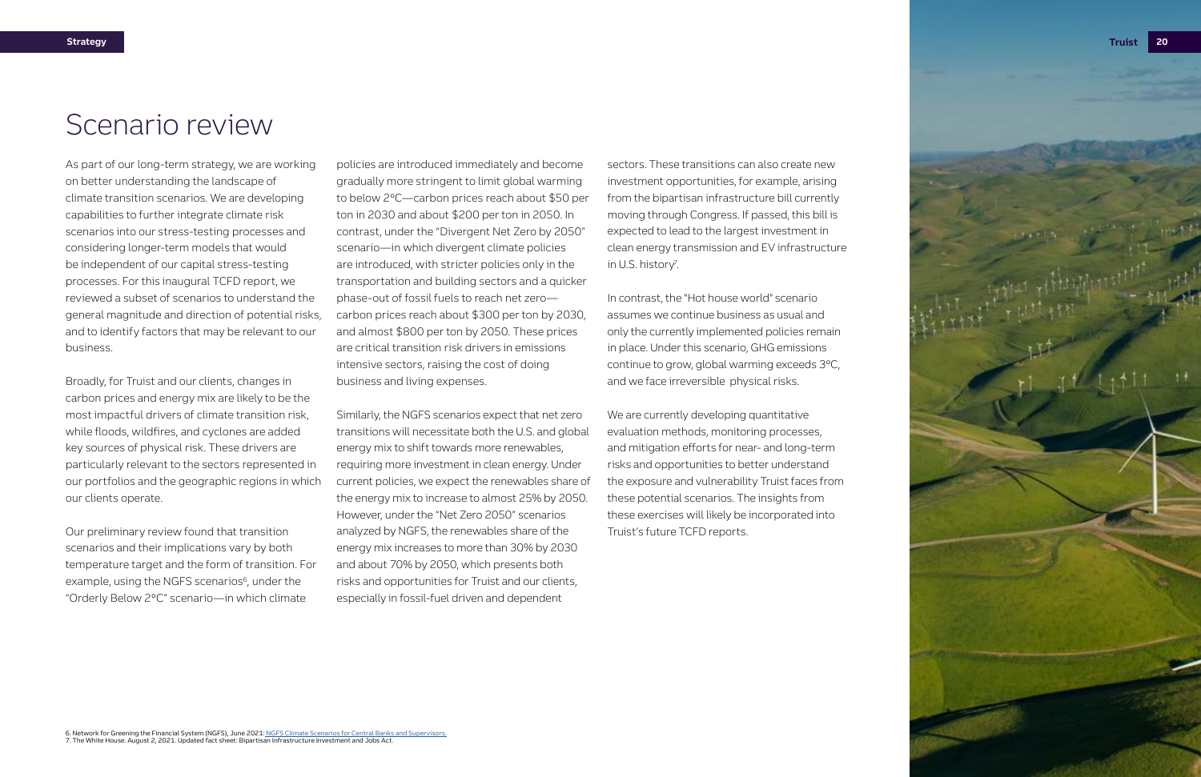# Scenario review

As part of our long-term strategy, we are working on better understanding the landscape of climate transition scenarios. We are developing capabilities to further integrate climate risk scenarios into our stress-testing processes and considering longer-term models that would be independent of our capital stress-testing processes. For this inaugural TCFD report, we reviewed a subset of scenarios to understand the general magnitude and direction of potential risks, and to identify factors that may be relevant to our business.

Broadly, for Truist and our clients, changes in carbon prices and energy mix are likely to be the most impactful drivers of climate transition risk, while floods, wildfires, and cyclones are added key sources of physical risk. These drivers are particularly relevant to the sectors represented in our portfolios and the geographic regions in which our clients operate.

Our preliminary review found that transition scenarios and their implications vary by both temperature target and the form of transition. For example, using the NGFS scenarios[6], under the "Orderly Below 2°C" scenario—in which climate policies are introduced immediately and become gradually more stringent to limit global warming to below 2°C—carbon prices reach about $50 per ton in 2030 and about $200 per ton in 2050. In contrast, under the "Divergent Net Zero by 2050" scenario—in which divergent climate policies are introduced, with stricter policies only in the transportation and building sectors and a quicker phase-out of fossil fuels to reach net zero—carbon prices reach about $300 per ton by 2030, and almost $800 per ton by 2050. These prices are critical transition risk drivers in emissions intensive sectors, raising the cost of doing business and living expenses.

Similarly, the NGFS scenarios expect that net zero transitions will necessitate both the U.S. and global energy mix to shift towards more renewables, requiring more investment in clean energy. Under current policies, we expect the renewables share of the energy mix to increase to almost 25% by 2050. However, under the "Net Zero 2050" scenarios analyzed by NGFS, the renewables share of the energy mix increases to more than 30% by 2030 and about 70% by 2050, which presents both risks and opportunities for Truist and our clients, especially in fossil-fuel driven and dependent sectors. These transitions can also create new investment opportunities, for example, arising from the bipartisan infrastructure bill currently moving through Congress. If passed, this bill is expected to lead to the largest investment in clean energy transmission and EV infrastructure in U.S. history[7].

In contrast, the "Hot house world" scenario assumes we continue business as usual and only the currently implemented policies remain in place. Under this scenario, GHG emissions continue to grow, global warming exceeds 3°C, and we face irreversible physical risks.

We are currently developing quantitative evaluation methods, monitoring processes, and mitigation efforts for near- and long-term risks and opportunities to better understand the exposure and vulnerability Truist faces from these potential scenarios. The insights from these exercises will likely be incorporated into Truist's future TCFD reports.

6. Network for Greening the Financial System (NGFS), June 2021: NGFS Climate Scenarios for Central Banks and Supervisors.
7. The White House. August 2, 2021. Updated fact sheet: Bipartisan Infrastructure Investment and Jobs Act.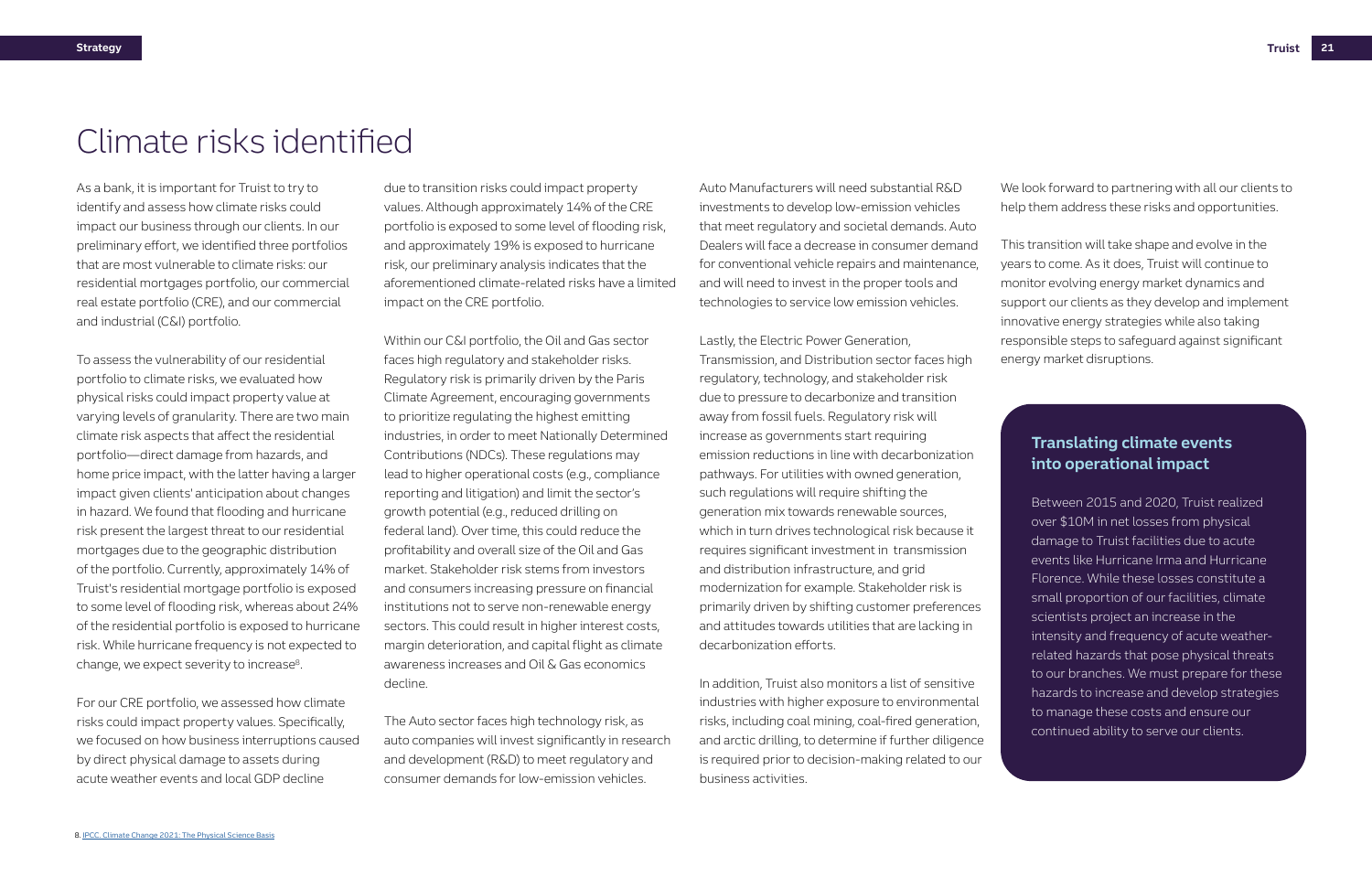# Climate risks identified

As a bank, it is important for Truist to try to identify and assess how climate risks could impact our business through our clients. In our preliminary effort, we identified three portfolios that are most vulnerable to climate risks: our residential mortgages portfolio, our commercial real estate portfolio (CRE), and our commercial and industrial (C&I) portfolio.

To assess the vulnerability of our residential portfolio to climate risks, we evaluated how physical risks could impact property value at varying levels of granularity. There are two main climate risk aspects that affect the residential portfolio—direct damage from hazards, and home price impact, with the latter having a larger impact given clients' anticipation about changes in hazard. We found that flooding and hurricane risk present the largest threat to our residential mortgages due to the geographic distribution of the portfolio. Currently, approximately 14% of Truist's residential mortgage portfolio is exposed to some level of flooding risk, whereas about 24% of the residential portfolio is exposed to hurricane risk. While hurricane frequency is not expected to change, we expect severity to increase[8].

For our CRE portfolio, we assessed how climate risks could impact property values. Specifically, we focused on how business interruptions caused by direct physical damage to assets during acute weather events and local GDP decline due to transition risks could impact property values. Although approximately 14% of the CRE portfolio is exposed to some level of flooding risk, and approximately 19% is exposed to hurricane risk, our preliminary analysis indicates that the aforementioned climate-related risks have a limited impact on the CRE portfolio.

Within our C&I portfolio, the Oil and Gas sector faces high regulatory and stakeholder risks. Regulatory risk is primarily driven by the Paris Climate Agreement, encouraging governments to prioritize regulating the highest emitting industries, in order to meet Nationally Determined Contributions (NDCs). These regulations may lead to higher operational costs (e.g., compliance reporting and litigation) and limit the sector's growth potential (e.g., reduced drilling on federal land). Over time, this could reduce the profitability and overall size of the Oil and Gas market. Stakeholder risk stems from investors and consumers increasing pressure on financial institutions not to serve non-renewable energy sectors. This could result in higher interest costs, margin deterioration, and capital flight as climate awareness increases and Oil & Gas economics decline.

The Auto sector faces high technology risk, as auto companies will invest significantly in research and development (R&D) to meet regulatory and consumer demands for low-emission vehicles. Auto Manufacturers will need substantial R&D investments to develop low-emission vehicles that meet regulatory and societal demands. Auto Dealers will face a decrease in consumer demand for conventional vehicle repairs and maintenance, and will need to invest in the proper tools and technologies to service low emission vehicles.

Lastly, the Electric Power Generation, Transmission, and Distribution sector faces high regulatory, technology, and stakeholder risk due to pressure to decarbonize and transition away from fossil fuels. Regulatory risk will increase as governments start requiring emission reductions in line with decarbonization pathways. For utilities with owned generation, such regulations will require shifting the generation mix towards renewable sources, which in turn drives technological risk because it requires significant investment in transmission and distribution infrastructure, and grid modernization for example. Stakeholder risk is primarily driven by shifting customer preferences and attitudes towards utilities that are lacking in decarbonization efforts.

In addition, Truist also monitors a list of sensitive industries with higher exposure to environmental risks, including coal mining, coal-fired generation, and arctic drilling, to determine if further diligence is required prior to decision-making related to our business activities.

We look forward to partnering with all our clients to help them address these risks and opportunities.

This transition will take shape and evolve in the years to come. As it does, Truist will continue to monitor evolving energy market dynamics and support our clients as they develop and implement innovative energy strategies while also taking responsible steps to safeguard against significant energy market disruptions.

### Translating climate events into operational impact

Between 2015 and 2020, Truist realized over $10M in net losses from physical damage to Truist facilities due to acute events like Hurricane Irma and Hurricane Florence. While these losses constitute a small proportion of our facilities, climate scientists project an increase in the intensity and frequency of acute weather-related hazards that pose physical threats to our branches. We must prepare for these hazards to increase and develop strategies to manage these costs and ensure our continued ability to serve our clients.

8. IPCC. Climate Change 2021: The Physical Science Basis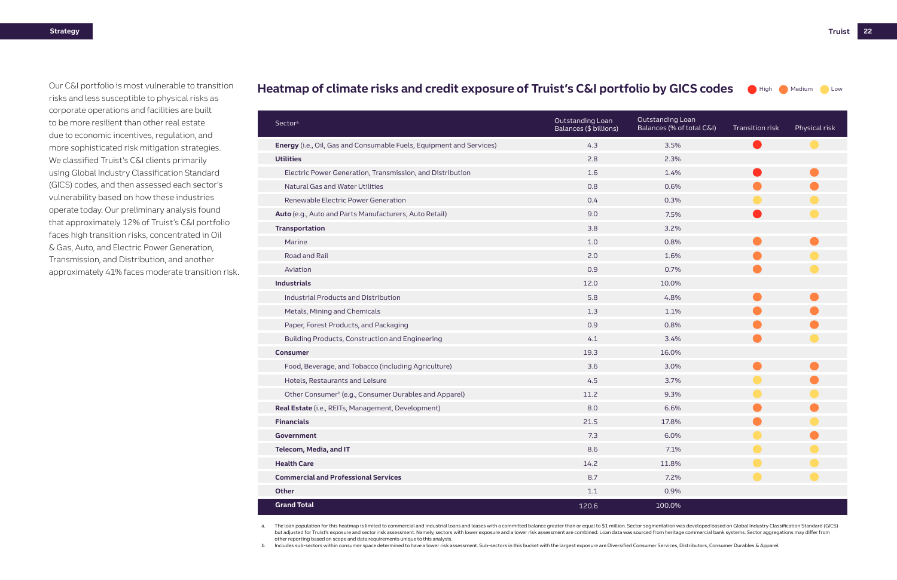Our C&I portfolio is most vulnerable to transition risks and less susceptible to physical risks as corporate operations and facilities are built to be more resilient than other real estate due to economic incentives, regulation, and more sophisticated risk mitigation strategies. We classified Truist's C&I clients primarily using Global Industry Classification Standard (GICS) codes, and then assessed each sector's vulnerability based on how these industries operate today. Our preliminary analysis found that approximately 12% of Truist's C&I portfolio faces high transition risks, concentrated in Oil & Gas, Auto, and Electric Power Generation, Transmission, and Distribution, and another approximately 41% faces moderate transition risk.

## Heatmap of climate risks and credit exposure of Truist's C&I portfolio by GICS codes

Legend: High / Medium / Low

| Sector[a] | Outstanding Loan Balances ($ billions) | Outstanding Loan Balances (% of total C&I) | Transition risk | Physical risk |
|---|---|---|---|---|
| **Energy** (i.e., Oil, Gas and Consumable Fuels, Equipment and Services) | 4.3 | 3.5% | High | Low |
| **Utilities** | 2.8 | 2.3% | | |
| Electric Power Generation, Transmission, and Distribution | 1.6 | 1.4% | High | Medium |
| Natural Gas and Water Utilities | 0.8 | 0.6% | Medium | Medium |
| Renewable Electric Power Generation | 0.4 | 0.3% | Low | Low |
| **Auto** (e.g., Auto and Parts Manufacturers, Auto Retail) | 9.0 | 7.5% | High | Low |
| **Transportation** | 3.8 | 3.2% | | |
| Marine | 1.0 | 0.8% | Medium | Medium |
| Road and Rail | 2.0 | 1.6% | Medium | Low |
| Aviation | 0.9 | 0.7% | Medium | Low |
| **Industrials** | 12.0 | 10.0% | | |
| Industrial Products and Distribution | 5.8 | 4.8% | Medium | Medium |
| Metals, Mining and Chemicals | 1.3 | 1.1% | Medium | Medium |
| Paper, Forest Products, and Packaging | 0.9 | 0.8% | Medium | Medium |
| Building Products, Construction and Engineering | 4.1 | 3.4% | Medium | Low |
| **Consumer** | 19.3 | 16.0% | | |
| Food, Beverage, and Tobacco (including Agriculture) | 3.6 | 3.0% | Medium | Medium |
| Hotels, Restaurants and Leisure | 4.5 | 3.7% | Low | Medium |
| Other Consumer[b] (e.g., Consumer Durables and Apparel) | 11.2 | 9.3% | Low | Low |
| **Real Estate** (i.e., REITs, Management, Development) | 8.0 | 6.6% | Medium | Medium |
| **Financials** | 21.5 | 17.8% | Medium | Low |
| **Government** | 7.3 | 6.0% | Low | Medium |
| **Telecom, Media, and IT** | 8.6 | 7.1% | Low | Low |
| **Health Care** | 14.2 | 11.8% | Low | Low |
| **Commercial and Professional Services** | 8.7 | 7.2% | Low | Low |
| **Other** | 1.1 | 0.9% | | |
| **Grand Total** | 120.6 | 100.0% | | |

a. The loan population for this heatmap is limited to commercial and industrial loans and leases with a committed balance greater than or equal to $1 million. Sector segmentation was developed based on Global Industry Classification Standard (GICS) but adjusted for Truist's exposure and sector risk assessment. Namely, sectors with lower exposure and a lower risk assessment are combined. Loan data was sourced from heritage commercial bank systems. Sector aggregations may differ from other reporting based on scope and data requirements unique to this analysis.

b. Includes sub-sectors within consumer space determined to have a lower risk assessment. Sub-sectors in this bucket with the largest exposure are Diversified Consumer Services, Distributors, Consumer Durables & Apparel.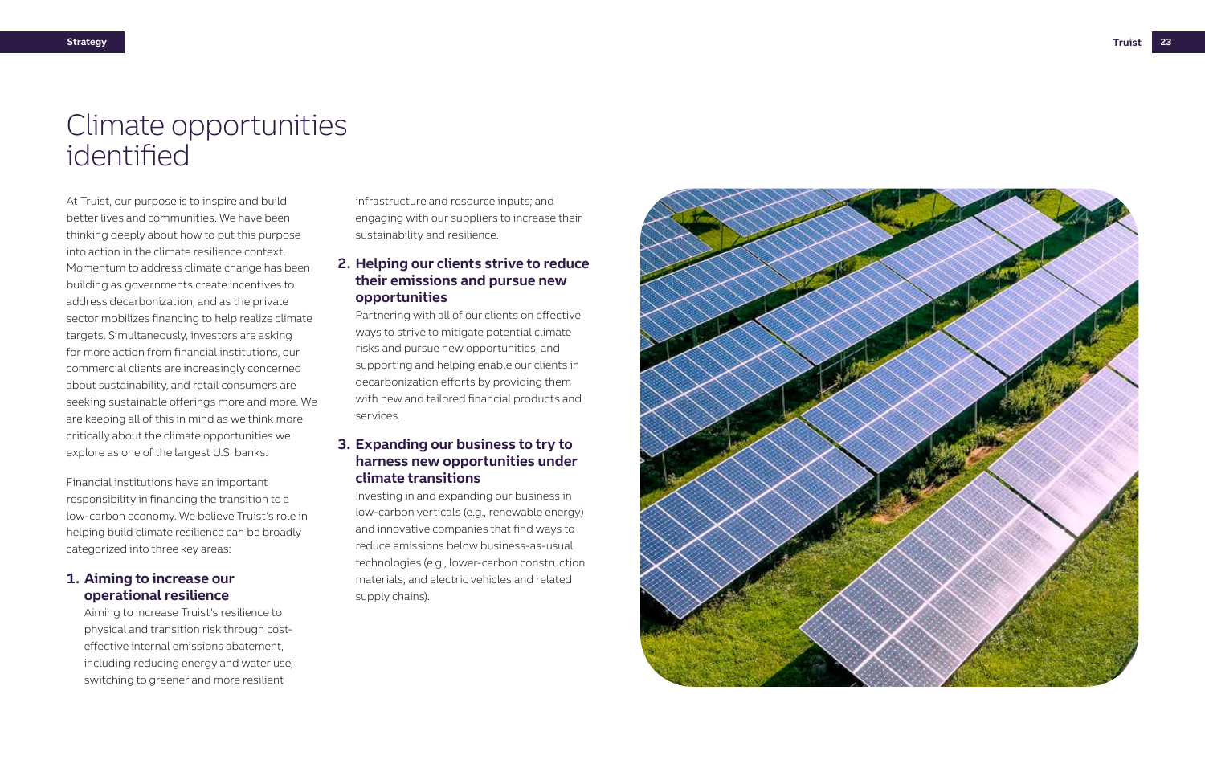# Climate opportunities identified

At Truist, our purpose is to inspire and build better lives and communities. We have been thinking deeply about how to put this purpose into action in the climate resilience context. Momentum to address climate change has been building as governments create incentives to address decarbonization, and as the private sector mobilizes financing to help realize climate targets. Simultaneously, investors are asking for more action from financial institutions, our commercial clients are increasingly concerned about sustainability, and retail consumers are seeking sustainable offerings more and more. We are keeping all of this in mind as we think more critically about the climate opportunities we explore as one of the largest U.S. banks.

Financial institutions have an important responsibility in financing the transition to a low-carbon economy. We believe Truist's role in helping build climate resilience can be broadly categorized into three key areas:

1. **Aiming to increase our operational resilience**

   Aiming to increase Truist's resilience to physical and transition risk through cost-effective internal emissions abatement, including reducing energy and water use; switching to greener and more resilient infrastructure and resource inputs; and engaging with our suppliers to increase their sustainability and resilience.

2. **Helping our clients strive to reduce their emissions and pursue new opportunities**

   Partnering with all of our clients on effective ways to strive to mitigate potential climate risks and pursue new opportunities, and supporting and helping enable our clients in decarbonization efforts by providing them with new and tailored financial products and services.

3. **Expanding our business to try to harness new opportunities under climate transitions**

   Investing in and expanding our business in low-carbon verticals (e.g., renewable energy) and innovative companies that find ways to reduce emissions below business-as-usual technologies (e.g., lower-carbon construction materials, and electric vehicles and related supply chains).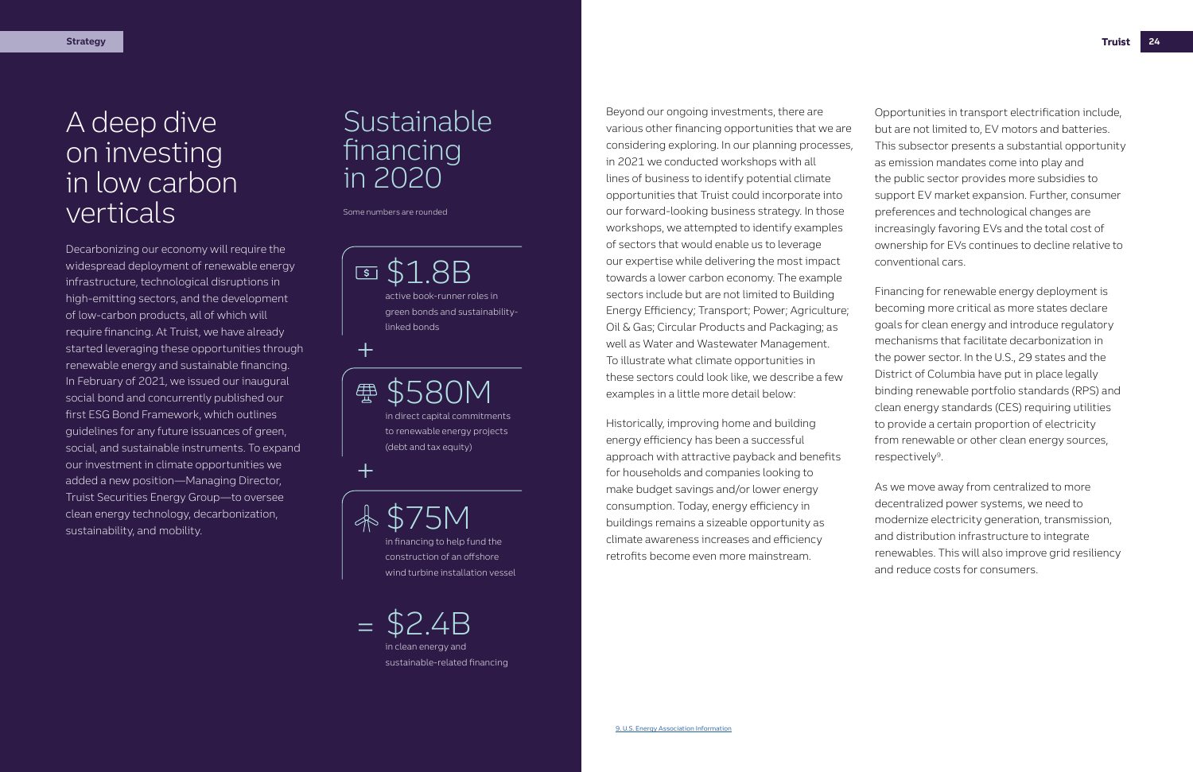# A deep dive on investing in low carbon verticals

Decarbonizing our economy will require the widespread deployment of renewable energy infrastructure, technological disruptions in high-emitting sectors, and the development of low-carbon products, all of which will require financing. At Truist, we have already started leveraging these opportunities through renewable energy and sustainable financing. In February of 2021, we issued our inaugural social bond and concurrently published our first ESG Bond Framework, which outlines guidelines for any future issuances of green, social, and sustainable instruments. To expand our investment in climate opportunities we added a new position—Managing Director, Truist Securities Energy Group—to oversee clean energy technology, decarbonization, sustainability, and mobility.

## Sustainable financing in 2020

Some numbers are rounded

**$1.8B**
active book-runner roles in green bonds and sustainability-linked bonds

+

**$580M**
in direct capital commitments to renewable energy projects (debt and tax equity)

+

**$75M**
in financing to help fund the construction of an offshore wind turbine installation vessel

=

**$2.4B**
in clean energy and sustainable-related financing

Beyond our ongoing investments, there are various other financing opportunities that we are considering exploring. In our planning processes, in 2021 we conducted workshops with all lines of business to identify potential climate opportunities that Truist could incorporate into our forward-looking business strategy. In those workshops, we attempted to identify examples of sectors that would enable us to leverage our expertise while delivering the most impact towards a lower carbon economy. The example sectors include but are not limited to Building Energy Efficiency; Transport; Power; Agriculture; Oil & Gas; Circular Products and Packaging; as well as Water and Wastewater Management. To illustrate what climate opportunities in these sectors could look like, we describe a few examples in a little more detail below:

Historically, improving home and building energy efficiency has been a successful approach with attractive payback and benefits for households and companies looking to make budget savings and/or lower energy consumption. Today, energy efficiency in buildings remains a sizeable opportunity as climate awareness increases and efficiency retrofits become even more mainstream.

Opportunities in transport electrification include, but are not limited to, EV motors and batteries. This subsector presents a substantial opportunity as emission mandates come into play and the public sector provides more subsidies to support EV market expansion. Further, consumer preferences and technological changes are increasingly favoring EVs and the total cost of ownership for EVs continues to decline relative to conventional cars.

Financing for renewable energy deployment is becoming more critical as more states declare goals for clean energy and introduce regulatory mechanisms that facilitate decarbonization in the power sector. In the U.S., 29 states and the District of Columbia have put in place legally binding renewable portfolio standards (RPS) and clean energy standards (CES) requiring utilities to provide a certain proportion of electricity from renewable or other clean energy sources, respectively[9].

As we move away from centralized to more decentralized power systems, we need to modernize electricity generation, transmission, and distribution infrastructure to integrate renewables. This will also improve grid resiliency and reduce costs for consumers.

9. U.S. Energy Association Information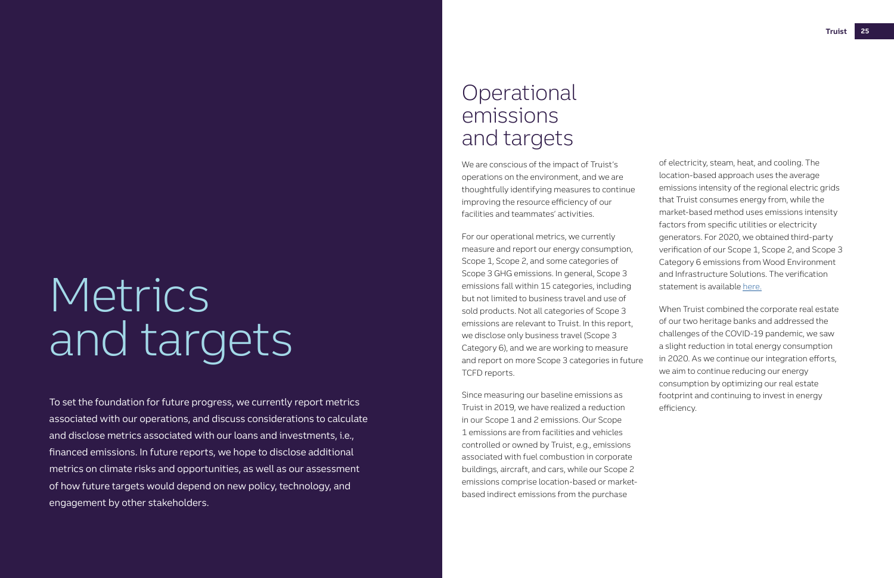# Metrics and targets

To set the foundation for future progress, we currently report metrics associated with our operations, and discuss considerations to calculate and disclose metrics associated with our loans and investments, i.e., financed emissions. In future reports, we hope to disclose additional metrics on climate risks and opportunities, as well as our assessment of how future targets would depend on new policy, technology, and engagement by other stakeholders.

## Operational emissions and targets

We are conscious of the impact of Truist's operations on the environment, and we are thoughtfully identifying measures to continue improving the resource efficiency of our facilities and teammates' activities.

For our operational metrics, we currently measure and report our energy consumption, Scope 1, Scope 2, and some categories of Scope 3 GHG emissions. In general, Scope 3 emissions fall within 15 categories, including but not limited to business travel and use of sold products. Not all categories of Scope 3 emissions are relevant to Truist. In this report, we disclose only business travel (Scope 3 Category 6), and we are working to measure and report on more Scope 3 categories in future TCFD reports.

Since measuring our baseline emissions as Truist in 2019, we have realized a reduction in our Scope 1 and 2 emissions. Our Scope 1 emissions are from facilities and vehicles controlled or owned by Truist, e.g., emissions associated with fuel combustion in corporate buildings, aircraft, and cars, while our Scope 2 emissions comprise location-based or market-based indirect emissions from the purchase of electricity, steam, heat, and cooling. The location-based approach uses the average emissions intensity of the regional electric grids that Truist consumes energy from, while the market-based method uses emissions intensity factors from specific utilities or electricity generators. For 2020, we obtained third-party verification of our Scope 1, Scope 2, and Scope 3 Category 6 emissions from Wood Environment and Infrastructure Solutions. The verification statement is available here.

When Truist combined the corporate real estate of our two heritage banks and addressed the challenges of the COVID-19 pandemic, we saw a slight reduction in total energy consumption in 2020. As we continue our integration efforts, we aim to continue reducing our energy consumption by optimizing our real estate footprint and continuing to invest in energy efficiency.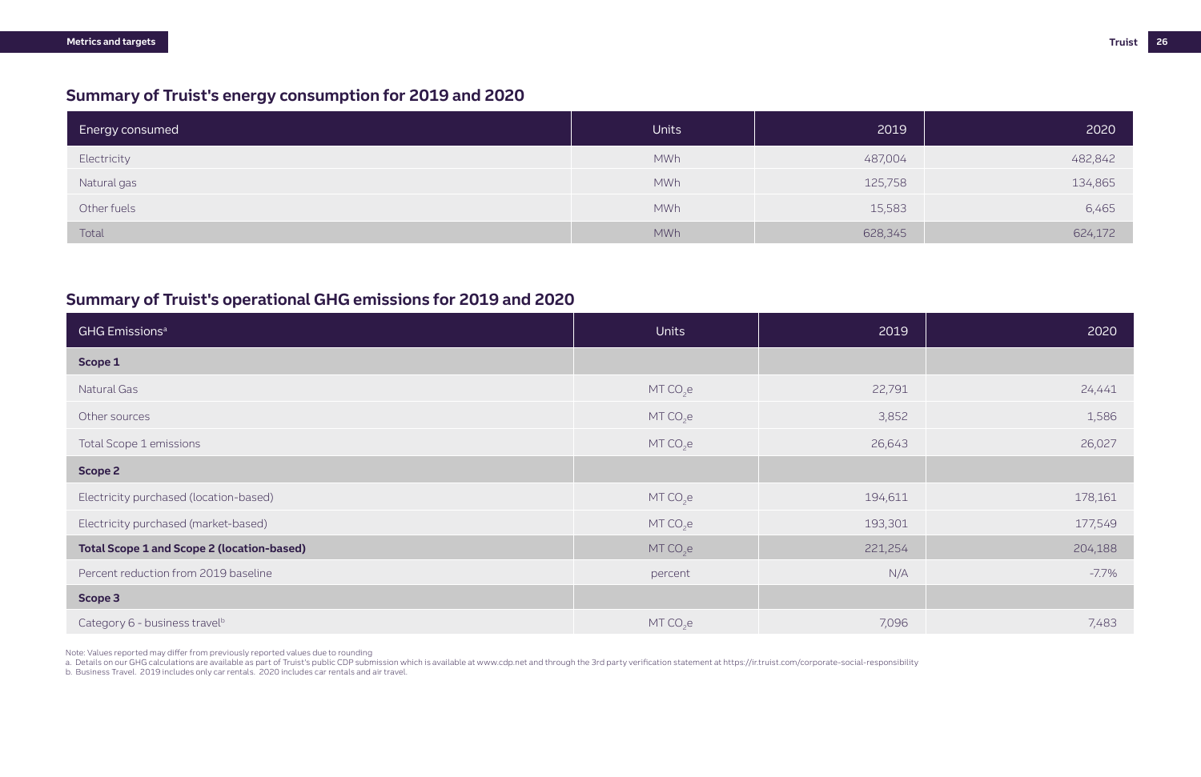## Summary of Truist's energy consumption for 2019 and 2020

| Energy consumed | Units | 2019 | 2020 |
|---|---|---|---|
| Electricity | MWh | 487,004 | 482,842 |
| Natural gas | MWh | 125,758 | 134,865 |
| Other fuels | MWh | 15,583 | 6,465 |
| Total | MWh | 628,345 | 624,172 |

## Summary of Truist's operational GHG emissions for 2019 and 2020

| GHG Emissions[a] | Units | 2019 | 2020 |
|---|---|---|---|
| **Scope 1** | | | |
| Natural Gas | MT $CO_2e$ | 22,791 | 24,441 |
| Other sources | MT $CO_2e$ | 3,852 | 1,586 |
| Total Scope 1 emissions | MT $CO_2e$ | 26,643 | 26,027 |
| **Scope 2** | | | |
| Electricity purchased (location-based) | MT $CO_2e$ | 194,611 | 178,161 |
| Electricity purchased (market-based) | MT $CO_2e$ | 193,301 | 177,549 |
| **Total Scope 1 and Scope 2 (location-based)** | MT $CO_2e$ | 221,254 | 204,188 |
| Percent reduction from 2019 baseline | percent | N/A | -7.7% |
| **Scope 3** | | | |
| Category 6 - business travel[b] | MT $CO_2e$ | 7,096 | 7,483 |

Note: Values reported may differ from previously reported values due to rounding

a. Details on our GHG calculations are available as part of Truist's public CDP submission which is available at www.cdp.net and through the 3rd party verification statement at https://ir.truist.com/corporate-social-responsibility

b. Business Travel. 2019 includes only car rentals. 2020 includes car rentals and air travel.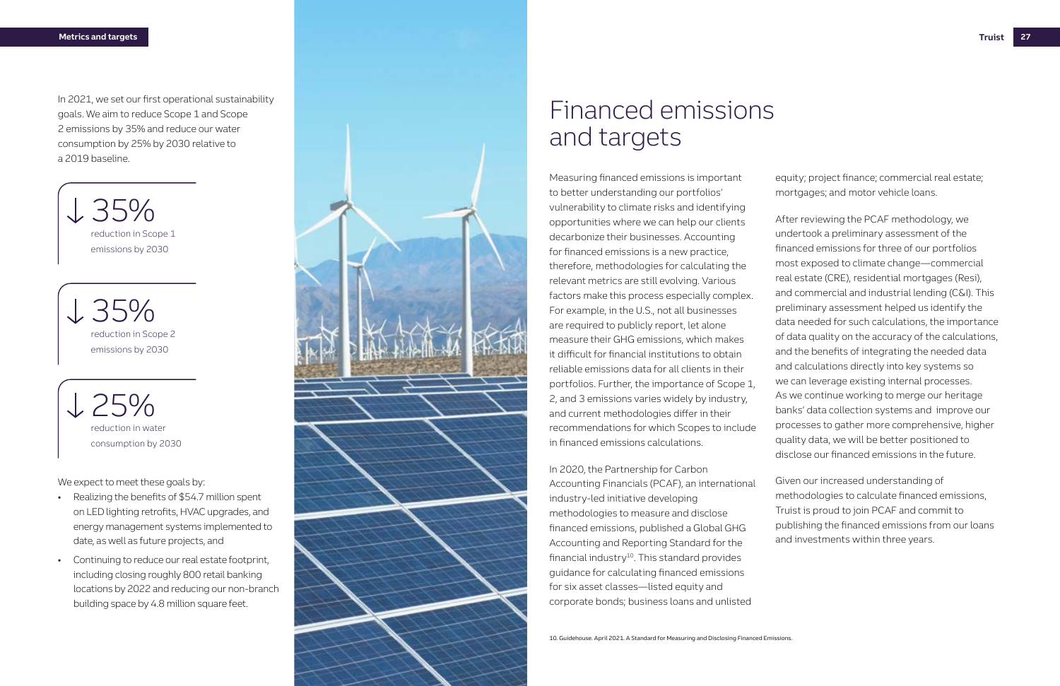In 2021, we set our first operational sustainability goals. We aim to reduce Scope 1 and Scope 2 emissions by 35% and reduce our water consumption by 25% by 2030 relative to a 2019 baseline.

↓ 35%
reduction in Scope 1 emissions by 2030

↓ 35%
reduction in Scope 2 emissions by 2030

↓ 25%
reduction in water consumption by 2030

We expect to meet these goals by:

- Realizing the benefits of $54.7 million spent on LED lighting retrofits, HVAC upgrades, and energy management systems implemented to date, as well as future projects, and
- Continuing to reduce our real estate footprint, including closing roughly 800 retail banking locations by 2022 and reducing our non-branch building space by 4.8 million square feet.

# Financed emissions and targets

Measuring financed emissions is important to better understanding our portfolios' vulnerability to climate risks and identifying opportunities where we can help our clients decarbonize their businesses. Accounting for financed emissions is a new practice, therefore, methodologies for calculating the relevant metrics are still evolving. Various factors make this process especially complex. For example, in the U.S., not all businesses are required to publicly report, let alone measure their GHG emissions, which makes it difficult for financial institutions to obtain reliable emissions data for all clients in their portfolios. Further, the importance of Scope 1, 2, and 3 emissions varies widely by industry, and current methodologies differ in their recommendations for which Scopes to include in financed emissions calculations.

In 2020, the Partnership for Carbon Accounting Financials (PCAF), an international industry-led initiative developing methodologies to measure and disclose financed emissions, published a Global GHG Accounting and Reporting Standard for the financial industry[10]. This standard provides guidance for calculating financed emissions for six asset classes—listed equity and corporate bonds; business loans and unlisted equity; project finance; commercial real estate; mortgages; and motor vehicle loans.

After reviewing the PCAF methodology, we undertook a preliminary assessment of the financed emissions for three of our portfolios most exposed to climate change—commercial real estate (CRE), residential mortgages (Resi), and commercial and industrial lending (C&I). This preliminary assessment helped us identify the data needed for such calculations, the importance of data quality on the accuracy of the calculations, and the benefits of integrating the needed data and calculations directly into key systems so we can leverage existing internal processes. As we continue working to merge our heritage banks' data collection systems and improve our processes to gather more comprehensive, higher quality data, we will be better positioned to disclose our financed emissions in the future.

Given our increased understanding of methodologies to calculate financed emissions, Truist is proud to join PCAF and commit to publishing the financed emissions from our loans and investments within three years.

10. Guidehouse. April 2021. A Standard for Measuring and Disclosing Financed Emissions.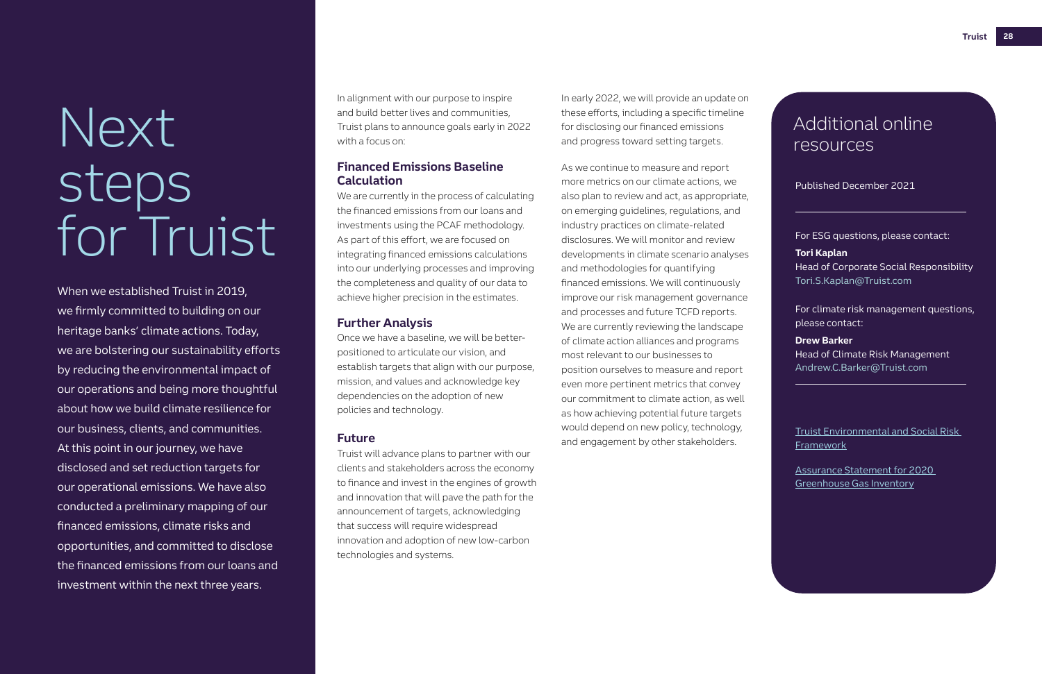# Next steps for Truist

When we established Truist in 2019, we firmly committed to building on our heritage banks' climate actions. Today, we are bolstering our sustainability efforts by reducing the environmental impact of our operations and being more thoughtful about how we build climate resilience for our business, clients, and communities. At this point in our journey, we have disclosed and set reduction targets for our operational emissions. We have also conducted a preliminary mapping of our financed emissions, climate risks and opportunities, and committed to disclose the financed emissions from our loans and investment within the next three years.

In alignment with our purpose to inspire and build better lives and communities, Truist plans to announce goals early in 2022 with a focus on:

### Financed Emissions Baseline Calculation

We are currently in the process of calculating the financed emissions from our loans and investments using the PCAF methodology. As part of this effort, we are focused on integrating financed emissions calculations into our underlying processes and improving the completeness and quality of our data to achieve higher precision in the estimates.

### Further Analysis

Once we have a baseline, we will be better-positioned to articulate our vision, and establish targets that align with our purpose, mission, and values and acknowledge key dependencies on the adoption of new policies and technology.

### Future

Truist will advance plans to partner with our clients and stakeholders across the economy to finance and invest in the engines of growth and innovation that will pave the path for the announcement of targets, acknowledging that success will require widespread innovation and adoption of new low-carbon technologies and systems.

In early 2022, we will provide an update on these efforts, including a specific timeline for disclosing our financed emissions and progress toward setting targets.

As we continue to measure and report more metrics on our climate actions, we also plan to review and act, as appropriate, on emerging guidelines, regulations, and industry practices on climate-related disclosures. We will monitor and review developments in climate scenario analyses and methodologies for quantifying financed emissions. We will continuously improve our risk management governance and processes and future TCFD reports. We are currently reviewing the landscape of climate action alliances and programs most relevant to our businesses to position ourselves to measure and report even more pertinent metrics that convey our commitment to climate action, as well as how achieving potential future targets would depend on new policy, technology, and engagement by other stakeholders.

## Additional online resources

Published December 2021

For ESG questions, please contact:

**Tori Kaplan**
Head of Corporate Social Responsibility
Tori.S.Kaplan@Truist.com

For climate risk management questions, please contact:

**Drew Barker**
Head of Climate Risk Management
Andrew.C.Barker@Truist.com

Truist Environmental and Social Risk Framework

Assurance Statement for 2020 Greenhouse Gas Inventory